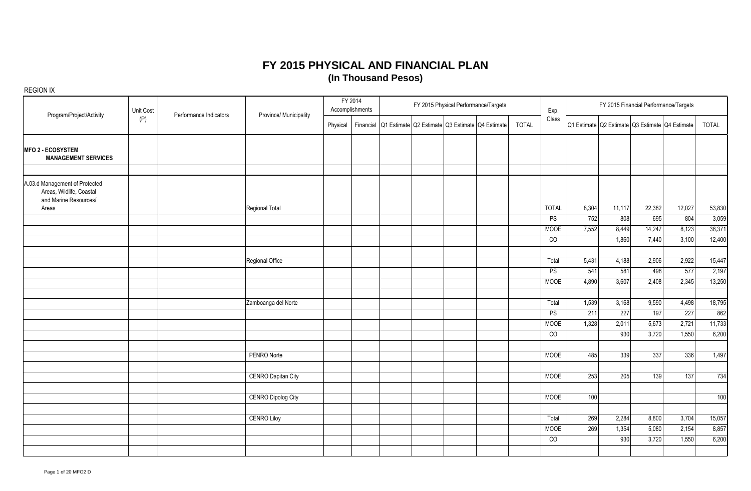# FY 2015 PHYSICAL AND FINANCIAL PLAN
## (In Thousand Pesos)

REGION IX

| Program/Project/Activity | Unit Cost (P) | Performance Indicators | Province/ Municipality | FY 2014 Accomplishments | | FY 2015 Physical Performance/Targets | | | | | Exp. Class | FY 2015 Financial Performance/Targets | | | | |
|---|---|---|---|---|---|---|---|---|---|---|---|---|---|---|---|---|
| | | | | Physical | Financial | Q1 Estimate | Q2 Estimate | Q3 Estimate | Q4 Estimate | TOTAL | | Q1 Estimate | Q2 Estimate | Q3 Estimate | Q4 Estimate | TOTAL |
| **MFO 2 - ECOSYSTEM MANAGEMENT SERVICES** | | | | | | | | | | | | | | | | |
| A.03.d Management of Protected Areas, Wildlife, Coastal and Marine Resources/ Areas | | | Regional Total | | | | | | | | TOTAL | 8,304 | 11,117 | 22,382 | 12,027 | 53,830 |
| | | | | | | | | | | | PS | 752 | 808 | 695 | 804 | 3,059 |
| | | | | | | | | | | | MOOE | 7,552 | 8,449 | 14,247 | 8,123 | 38,371 |
| | | | | | | | | | | | CO | | 1,860 | 7,440 | 3,100 | 12,400 |
| | | | Regional Office | | | | | | | | Total | 5,431 | 4,188 | 2,906 | 2,922 | 15,447 |
| | | | | | | | | | | | PS | 541 | 581 | 498 | 577 | 2,197 |
| | | | | | | | | | | | MOOE | 4,890 | 3,607 | 2,408 | 2,345 | 13,250 |
| | | | Zamboanga del Norte | | | | | | | | Total | 1,539 | 3,168 | 9,590 | 4,498 | 18,795 |
| | | | | | | | | | | | PS | 211 | 227 | 197 | 227 | 862 |
| | | | | | | | | | | | MOOE | 1,328 | 2,011 | 5,673 | 2,721 | 11,733 |
| | | | | | | | | | | | CO | | 930 | 3,720 | 1,550 | 6,200 |
| | | | PENRO Norte | | | | | | | | MOOE | 485 | 339 | 337 | 336 | 1,497 |
| | | | CENRO Dapitan City | | | | | | | | MOOE | 253 | 205 | 139 | 137 | 734 |
| | | | CENRO Dipolog City | | | | | | | | MOOE | 100 | | | | 100 |
| | | | CENRO Liloy | | | | | | | | Total | 269 | 2,284 | 8,800 | 3,704 | 15,057 |
| | | | | | | | | | | | MOOE | 269 | 1,354 | 5,080 | 2,154 | 8,857 |
| | | | | | | | | | | | CO | | 930 | 3,720 | 1,550 | 6,200 |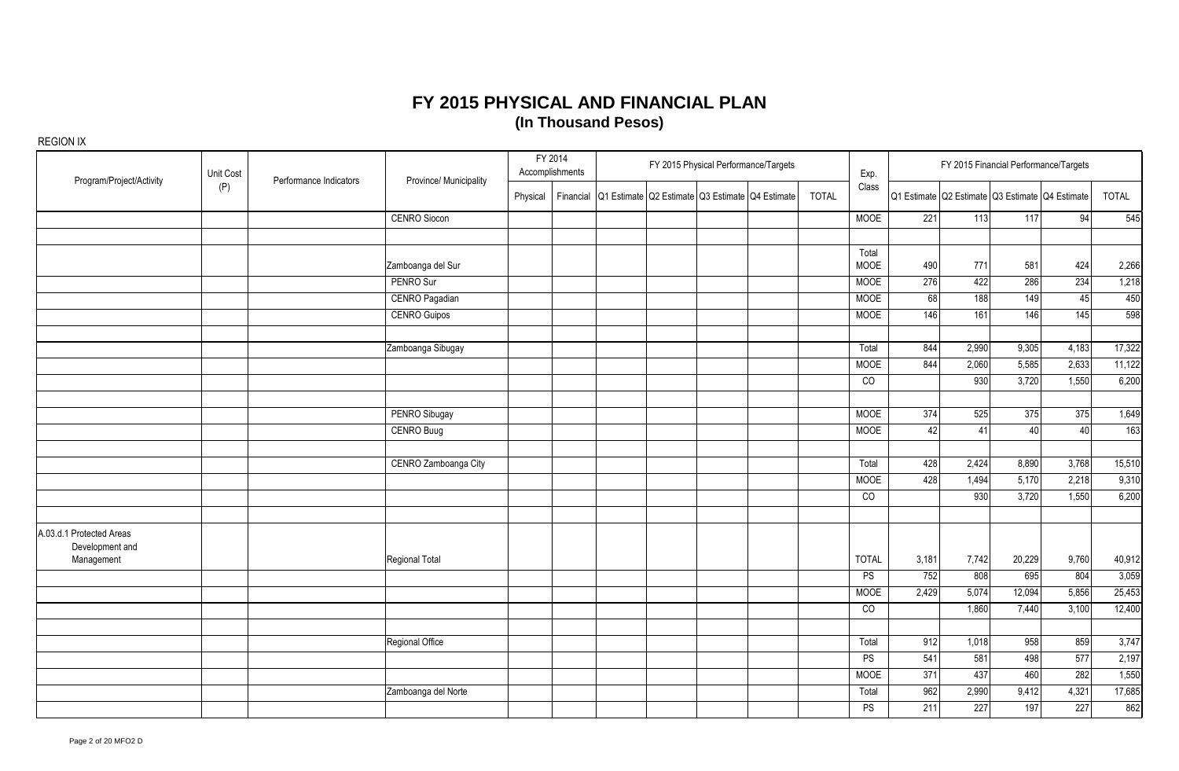# FY 2015 PHYSICAL AND FINANCIAL PLAN
## (In Thousand Pesos)

REGION IX

| Program/Project/Activity | Unit Cost (P) | Performance Indicators | Province/ Municipality | FY 2014 Accomplishments | | FY 2015 Physical Performance/Targets | | | | | Exp. Class | FY 2015 Financial Performance/Targets | | | | |
|---|---|---|---|---|---|---|---|---|---|---|---|---|---|---|---|---|
| | | | | Physical | Financial | Q1 Estimate | Q2 Estimate | Q3 Estimate | Q4 Estimate | TOTAL | | Q1 Estimate | Q2 Estimate | Q3 Estimate | Q4 Estimate | TOTAL |
| | | | CENRO Siocon | | | | | | | | MOOE | 221 | 113 | 117 | 94 | 545 |
| | | | | | | | | | | | | | | | | |
| | | | Zamboanga del Sur | | | | | | | | Total MOOE | 490 | 771 | 581 | 424 | 2,266 |
| | | | PENRO Sur | | | | | | | | MOOE | 276 | 422 | 286 | 234 | 1,218 |
| | | | CENRO Pagadian | | | | | | | | MOOE | 68 | 188 | 149 | 45 | 450 |
| | | | CENRO Guipos | | | | | | | | MOOE | 146 | 161 | 146 | 145 | 598 |
| | | | | | | | | | | | | | | | | |
| | | | Zamboanga Sibugay | | | | | | | | Total | 844 | 2,990 | 9,305 | 4,183 | 17,322 |
| | | | | | | | | | | | MOOE | 844 | 2,060 | 5,585 | 2,633 | 11,122 |
| | | | | | | | | | | | CO | | 930 | 3,720 | 1,550 | 6,200 |
| | | | | | | | | | | | | | | | | |
| | | | PENRO Sibugay | | | | | | | | MOOE | 374 | 525 | 375 | 375 | 1,649 |
| | | | CENRO Buug | | | | | | | | MOOE | 42 | 41 | 40 | 40 | 163 |
| | | | | | | | | | | | | | | | | |
| | | | CENRO Zamboanga City | | | | | | | | Total | 428 | 2,424 | 8,890 | 3,768 | 15,510 |
| | | | | | | | | | | | MOOE | 428 | 1,494 | 5,170 | 2,218 | 9,310 |
| | | | | | | | | | | | CO | | 930 | 3,720 | 1,550 | 6,200 |
| | | | | | | | | | | | | | | | | |
| A.03.d.1 Protected Areas Development and Management | | | Regional Total | | | | | | | | TOTAL | 3,181 | 7,742 | 20,229 | 9,760 | 40,912 |
| | | | | | | | | | | | PS | 752 | 808 | 695 | 804 | 3,059 |
| | | | | | | | | | | | MOOE | 2,429 | 5,074 | 12,094 | 5,856 | 25,453 |
| | | | | | | | | | | | CO | | 1,860 | 7,440 | 3,100 | 12,400 |
| | | | | | | | | | | | | | | | | |
| | | | Regional Office | | | | | | | | Total | 912 | 1,018 | 958 | 859 | 3,747 |
| | | | | | | | | | | | PS | 541 | 581 | 498 | 577 | 2,197 |
| | | | | | | | | | | | MOOE | 371 | 437 | 460 | 282 | 1,550 |
| | | | Zamboanga del Norte | | | | | | | | Total | 962 | 2,990 | 9,412 | 4,321 | 17,685 |
| | | | | | | | | | | | PS | 211 | 227 | 197 | 227 | 862 |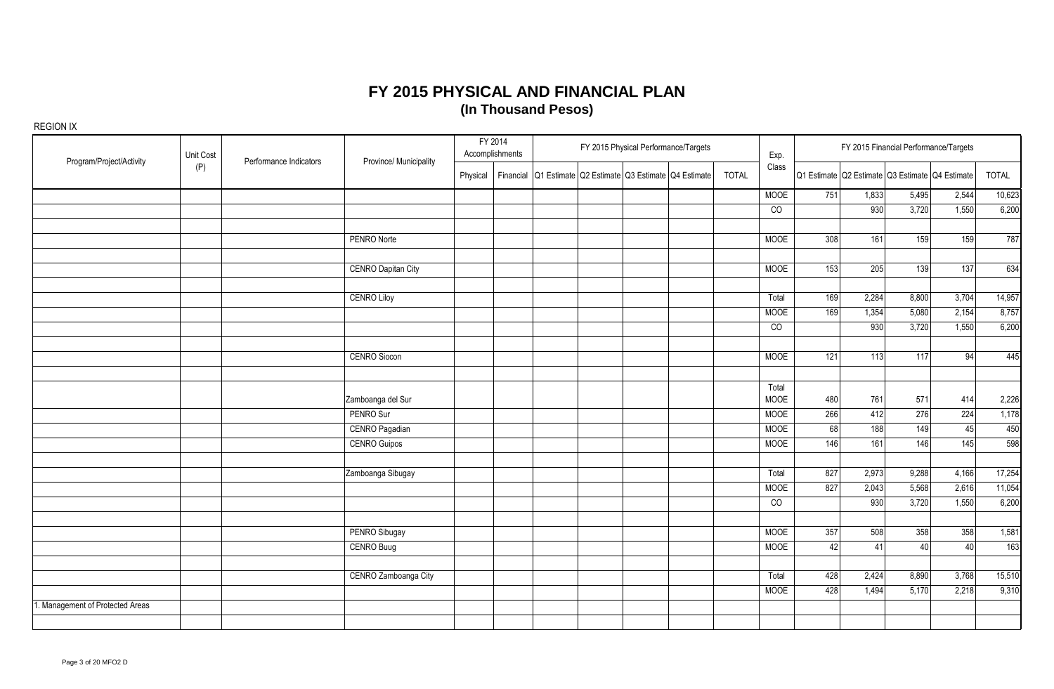# FY 2015 PHYSICAL AND FINANCIAL PLAN
## (In Thousand Pesos)

REGION IX

| Program/Project/Activity | Unit Cost (P) | Performance Indicators | Province/ Municipality | FY 2014 Accomplishments | | FY 2015 Physical Performance/Targets | | | | | Exp. Class | FY 2015 Financial Performance/Targets | | | | |
|---|---|---|---|---|---|---|---|---|---|---|---|---|---|---|---|---|
| | | | | Physical | Financial | Q1 Estimate | Q2 Estimate | Q3 Estimate | Q4 Estimate | TOTAL | | Q1 Estimate | Q2 Estimate | Q3 Estimate | Q4 Estimate | TOTAL |
| | | | | | | | | | | | MOOE | 751 | 1,833 | 5,495 | 2,544 | 10,623 |
| | | | | | | | | | | | CO | | 930 | 3,720 | 1,550 | 6,200 |
| | | | | | | | | | | | | | | | | |
| | | | PENRO Norte | | | | | | | | MOOE | 308 | 161 | 159 | 159 | 787 |
| | | | | | | | | | | | | | | | | |
| | | | CENRO Dapitan City | | | | | | | | MOOE | 153 | 205 | 139 | 137 | 634 |
| | | | | | | | | | | | | | | | | |
| | | | CENRO Liloy | | | | | | | | Total | 169 | 2,284 | 8,800 | 3,704 | 14,957 |
| | | | | | | | | | | | MOOE | 169 | 1,354 | 5,080 | 2,154 | 8,757 |
| | | | | | | | | | | | CO | | 930 | 3,720 | 1,550 | 6,200 |
| | | | | | | | | | | | | | | | | |
| | | | CENRO Siocon | | | | | | | | MOOE | 121 | 113 | 117 | 94 | 445 |
| | | | | | | | | | | | | | | | | |
| | | | Zamboanga del Sur | | | | | | | | Total MOOE | 480 | 761 | 571 | 414 | 2,226 |
| | | | PENRO Sur | | | | | | | | MOOE | 266 | 412 | 276 | 224 | 1,178 |
| | | | CENRO Pagadian | | | | | | | | MOOE | 68 | 188 | 149 | 45 | 450 |
| | | | CENRO Guipos | | | | | | | | MOOE | 146 | 161 | 146 | 145 | 598 |
| | | | | | | | | | | | | | | | | |
| | | | Zamboanga Sibugay | | | | | | | | Total | 827 | 2,973 | 9,288 | 4,166 | 17,254 |
| | | | | | | | | | | | MOOE | 827 | 2,043 | 5,568 | 2,616 | 11,054 |
| | | | | | | | | | | | CO | | 930 | 3,720 | 1,550 | 6,200 |
| | | | | | | | | | | | | | | | | |
| | | | PENRO Sibugay | | | | | | | | MOOE | 357 | 508 | 358 | 358 | 1,581 |
| | | | CENRO Buug | | | | | | | | MOOE | 42 | 41 | 40 | 40 | 163 |
| | | | | | | | | | | | | | | | | |
| | | | CENRO Zamboanga City | | | | | | | | Total | 428 | 2,424 | 8,890 | 3,768 | 15,510 |
| | | | | | | | | | | | MOOE | 428 | 1,494 | 5,170 | 2,218 | 9,310 |
| 1. Management of Protected Areas | | | | | | | | | | | | | | | | |
| | | | | | | | | | | | | | | | | |

Page 3 of 20 MFO2 D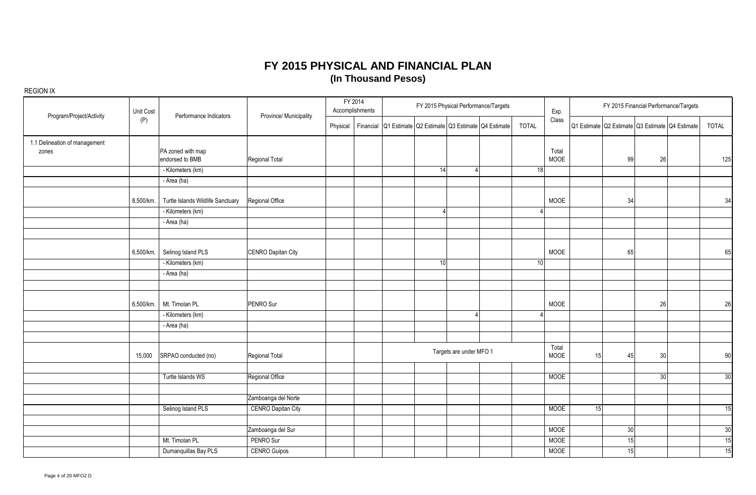# FY 2015 PHYSICAL AND FINANCIAL PLAN
## (In Thousand Pesos)

REGION IX

| Program/Project/Activity | Unit Cost (P) | Performance Indicators | Province/ Municipality | FY 2014 Accomplishments | | FY 2015 Physical Performance/Targets | | | | | Exp. Class | FY 2015 Financial Performance/Targets | | | | |
|---|---|---|---|---|---|---|---|---|---|---|---|---|---|---|---|---|
| | | | | Physical | Financial | Q1 Estimate | Q2 Estimate | Q3 Estimate | Q4 Estimate | TOTAL | | Q1 Estimate | Q2 Estimate | Q3 Estimate | Q4 Estimate | TOTAL |
| 1.1 Delineation of management zones | | PA zoned with map endorsed to BMB | Regional Total | | | | | | | | Total MOOE | | 99 | 26 | | 125 |
| | | - Kilometers (km) | | | | | 14 | 4 | | 18 | | | | | | |
| | | - Area (ha) | | | | | | | | | | | | | | |
| | 8,500/km. | Turtle Islands Wildlife Sanctuary | Regional Office | | | | | | | | MOOE | | 34 | | | 34 |
| | | - Kilometers (km) | | | | | 4 | | | 4 | | | | | | |
| | | - Area (ha) | | | | | | | | | | | | | | |
| | 6,500/km. | Selinog Island PLS | CENRO Dapitan City | | | | | | | | MOOE | | 65 | | | 65 |
| | | - Kilometers (km) | | | | | 10 | | | 10 | | | | | | |
| | | - Area (ha) | | | | | | | | | | | | | | |
| | 6,500/km. | Mt. Timolan PL | PENRO Sur | | | | | | | | MOOE | | | 26 | | 26 |
| | | - Kilometers (km) | | | | | | 4 | | 4 | | | | | | |
| | | - Area (ha) | | | | | | | | | | | | | | |
| | 15,000 | SRPAO conducted (no) | Regional Total | | | Targets are under MFO 1 | | | | | Total MOOE | 15 | 45 | 30 | | 90 |
| | | Turtle Islands WS | Regional Office | | | | | | | | MOOE | | | 30 | | 30 |
| | | | Zamboanga del Norte | | | | | | | | | | | | | |
| | | Selinog Island PLS | CENRO Dapitan City | | | | | | | | MOOE | 15 | | | | 15 |
| | | | Zamboanga del Sur | | | | | | | | MOOE | | 30 | | | 30 |
| | | Mt. Timolan PL | PENRO Sur | | | | | | | | MOOE | | 15 | | | 15 |
| | | Dumanquillas Bay PLS | CENRO Guipos | | | | | | | | MOOE | | 15 | | | 15 |

MFO2 D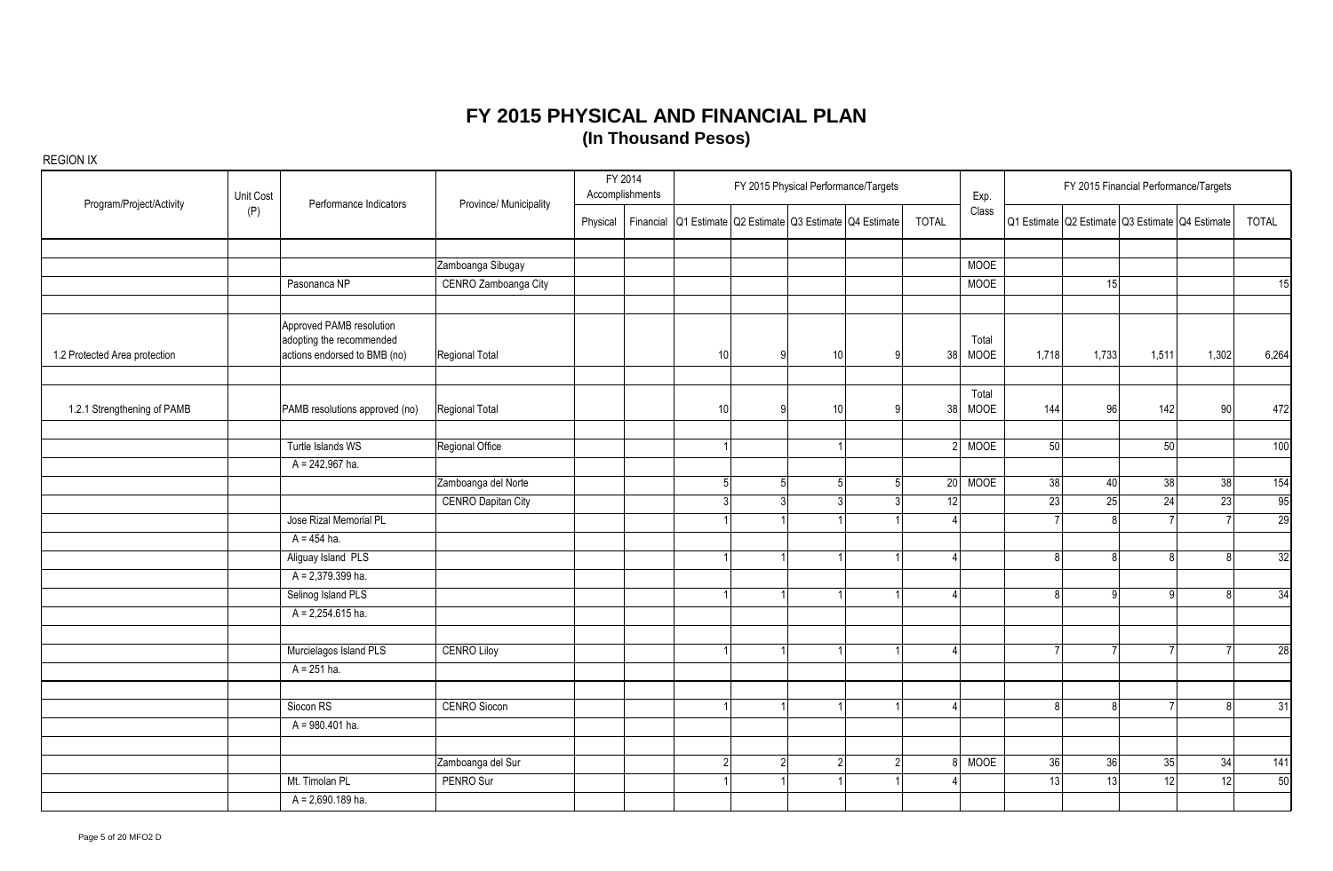# FY 2015 PHYSICAL AND FINANCIAL PLAN

## (In Thousand Pesos)

REGION IX

| Program/Project/Activity | Unit Cost (P) | Performance Indicators | Province/ Municipality | FY 2014 Accomplishments | | FY 2015 Physical Performance/Targets | | | | | Exp. Class | FY 2015 Financial Performance/Targets | | | | |
|---|---|---|---|---|---|---|---|---|---|---|---|---|---|---|---|---|
| | | | | Physical | Financial | Q1 Estimate | Q2 Estimate | Q3 Estimate | Q4 Estimate | TOTAL | | Q1 Estimate | Q2 Estimate | Q3 Estimate | Q4 Estimate | TOTAL |
| | | | | | | | | | | | | | | | | |
| | | | Zamboanga Sibugay | | | | | | | | MOOE | | | | | |
| | | Pasonanca NP | CENRO Zamboanga City | | | | | | | | MOOE | | 15 | | | 15 |
| | | | | | | | | | | | | | | | | |
| 1.2 Protected Area protection | | Approved PAMB resolution adopting the recommended actions endorsed to BMB (no) | Regional Total | | | 10 | 9 | 10 | 9 | 38 | Total MOOE | 1,718 | 1,733 | 1,511 | 1,302 | 6,264 |
| | | | | | | | | | | | | | | | | |
| 1.2.1 Strengthening of PAMB | | PAMB resolutions approved (no) | Regional Total | | | 10 | 9 | 10 | 9 | 38 | Total MOOE | 144 | 96 | 142 | 90 | 472 |
| | | | | | | | | | | | | | | | | |
| | | Turtle Islands WS | Regional Office | | | 1 | | 1 | | 2 | MOOE | 50 | | 50 | | 100 |
| | | A = 242,967 ha. | | | | | | | | | | | | | | |
| | | | Zamboanga del Norte | | | 5 | 5 | 5 | 5 | 20 | MOOE | 38 | 40 | 38 | 38 | 154 |
| | | | CENRO Dapitan City | | | 3 | 3 | 3 | 3 | 12 | | 23 | 25 | 24 | 23 | 95 |
| | | Jose Rizal Memorial PL | | | | 1 | 1 | 1 | 1 | 4 | | 7 | 8 | 7 | 7 | 29 |
| | | A = 454 ha. | | | | | | | | | | | | | | |
| | | Aliguay Island PLS | | | | 1 | 1 | 1 | 1 | 4 | | 8 | 8 | 8 | 8 | 32 |
| | | A = 2,379.399 ha. | | | | | | | | | | | | | | |
| | | Selinog Island PLS | | | | 1 | 1 | 1 | 1 | 4 | | 8 | 9 | 9 | 8 | 34 |
| | | A = 2,254.615 ha. | | | | | | | | | | | | | | |
| | | | | | | | | | | | | | | | | |
| | | Murcielagos Island PLS | CENRO Liloy | | | 1 | 1 | 1 | 1 | 4 | | 7 | 7 | 7 | 7 | 28 |
| | | A = 251 ha. | | | | | | | | | | | | | | |
| | | | | | | | | | | | | | | | | |
| | | Siocon RS | CENRO Siocon | | | 1 | 1 | 1 | 1 | 4 | | 8 | 8 | 7 | 8 | 31 |
| | | A = 980.401 ha. | | | | | | | | | | | | | | |
| | | | | | | | | | | | | | | | | |
| | | | Zamboanga del Sur | | | 2 | 2 | 2 | 2 | 8 | MOOE | 36 | 36 | 35 | 34 | 141 |
| | | Mt. Timolan PL | PENRO Sur | | | 1 | 1 | 1 | 1 | 4 | | 13 | 13 | 12 | 12 | 50 |
| | | A = 2,690.189 ha. | | | | | | | | | | | | | | |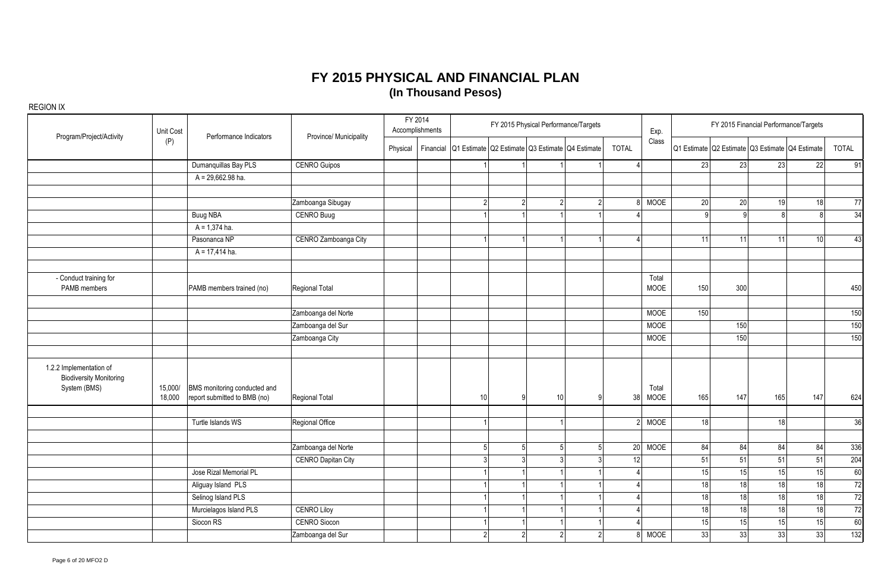# FY 2015 PHYSICAL AND FINANCIAL PLAN
## (In Thousand Pesos)

REGION IX

| Program/Project/Activity | Unit Cost (P) | Performance Indicators | Province/ Municipality | FY 2014 Accomplishments | | FY 2015 Physical Performance/Targets | | | | | Exp. Class | FY 2015 Financial Performance/Targets | | | | |
|---|---|---|---|---|---|---|---|---|---|---|---|---|---|---|---|---|
| | | | | Physical | Financial | Q1 Estimate | Q2 Estimate | Q3 Estimate | Q4 Estimate | TOTAL | | Q1 Estimate | Q2 Estimate | Q3 Estimate | Q4 Estimate | TOTAL |
| | | Dumanquillas Bay PLS | CENRO Guipos | | | 1 | 1 | 1 | 1 | 4 | | 23 | 23 | 23 | 22 | 91 |
| | | A = 29,662.98 ha. | | | | | | | | | | | | | | |
| | | | | | | | | | | | | | | | | |
| | | | Zamboanga Sibugay | | | 2 | 2 | 2 | 2 | 8 | MOOE | 20 | 20 | 19 | 18 | 77 |
| | | Buug NBA | CENRO Buug | | | 1 | 1 | 1 | 1 | 4 | | 9 | 9 | 8 | 8 | 34 |
| | | A = 1,374 ha. | | | | | | | | | | | | | | |
| | | Pasonanca NP | CENRO Zamboanga City | | | 1 | 1 | 1 | 1 | 4 | | 11 | 11 | 11 | 10 | 43 |
| | | A = 17,414 ha. | | | | | | | | | | | | | | |
| | | | | | | | | | | | | | | | | |
| - Conduct training for PAMB members | | PAMB members trained (no) | Regional Total | | | | | | | | Total MOOE | 150 | 300 | | | 450 |
| | | | | | | | | | | | | | | | | |
| | | | Zamboanga del Norte | | | | | | | | MOOE | 150 | | | | 150 |
| | | | Zamboanga del Sur | | | | | | | | MOOE | | 150 | | | 150 |
| | | | Zamboanga City | | | | | | | | MOOE | | 150 | | | 150 |
| | | | | | | | | | | | | | | | | |
| 1.2.2 Implementation of Biodiversity Monitoring System (BMS) | 15,000/ 18,000 | BMS monitoring conducted and report submitted to BMB (no) | Regional Total | | | 10 | 9 | 10 | 9 | 38 | Total MOOE | 165 | 147 | 165 | 147 | 624 |
| | | | | | | | | | | | | | | | | |
| | | Turtle Islands WS | Regional Office | | | 1 | | 1 | | 2 | MOOE | 18 | | 18 | | 36 |
| | | | | | | | | | | | | | | | | |
| | | | Zamboanga del Norte | | | 5 | 5 | 5 | 5 | 20 | MOOE | 84 | 84 | 84 | 84 | 336 |
| | | | CENRO Dapitan City | | | 3 | 3 | 3 | 3 | 12 | | 51 | 51 | 51 | 51 | 204 |
| | | Jose Rizal Memorial PL | | | | 1 | 1 | 1 | 1 | 4 | | 15 | 15 | 15 | 15 | 60 |
| | | Aliguay Island PLS | | | | 1 | 1 | 1 | 1 | 4 | | 18 | 18 | 18 | 18 | 72 |
| | | Selinog Island PLS | | | | 1 | 1 | 1 | 1 | 4 | | 18 | 18 | 18 | 18 | 72 |
| | | Murcielagos Island PLS | CENRO Liloy | | | 1 | 1 | 1 | 1 | 4 | | 18 | 18 | 18 | 18 | 72 |
| | | Siocon RS | CENRO Siocon | | | 1 | 1 | 1 | 1 | 4 | | 15 | 15 | 15 | 15 | 60 |
| | | | Zamboanga del Sur | | | 2 | 2 | 2 | 2 | 8 | MOOE | 33 | 33 | 33 | 33 | 132 |

Page 6 of 20 MFO2 D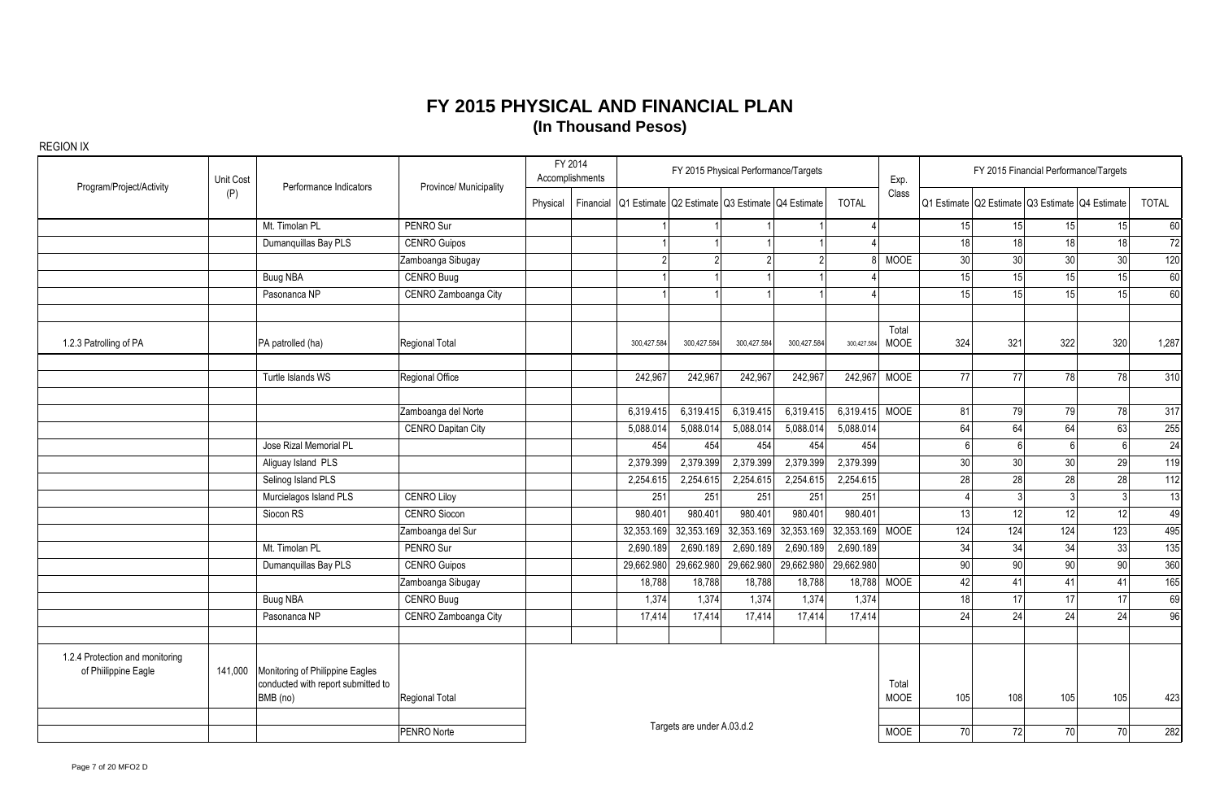# FY 2015 PHYSICAL AND FINANCIAL PLAN
## (In Thousand Pesos)

REGION IX

| Program/Project/Activity | Unit Cost (P) | Performance Indicators | Province/ Municipality | FY 2014 Accomplishments | | FY 2015 Physical Performance/Targets | | | | | Exp. Class | FY 2015 Financial Performance/Targets | | | | |
|---|---|---|---|---|---|---|---|---|---|---|---|---|---|---|---|---|
| | | | | Physical | Financial | Q1 Estimate | Q2 Estimate | Q3 Estimate | Q4 Estimate | TOTAL | | Q1 Estimate | Q2 Estimate | Q3 Estimate | Q4 Estimate | TOTAL |
| | | Mt. Timolan PL | PENRO Sur | | | 1 | 1 | 1 | 1 | 4 | | 15 | 15 | 15 | 15 | 60 |
| | | Dumanquillas Bay PLS | CENRO Guipos | | | 1 | 1 | 1 | 1 | 4 | | 18 | 18 | 18 | 18 | 72 |
| | | | Zamboanga Sibugay | | | 2 | 2 | 2 | 2 | 8 | MOOE | 30 | 30 | 30 | 30 | 120 |
| | | Buug NBA | CENRO Buug | | | 1 | 1 | 1 | 1 | 4 | | 15 | 15 | 15 | 15 | 60 |
| | | Pasonanca NP | CENRO Zamboanga City | | | 1 | 1 | 1 | 1 | 4 | | 15 | 15 | 15 | 15 | 60 |
| | | | | | | | | | | | | | | | | |
| 1.2.3 Patrolling of PA | | PA patrolled (ha) | Regional Total | | | 300,427.584 | 300,427.584 | 300,427.584 | 300,427.584 | 300,427.584 | Total MOOE | 324 | 321 | 322 | 320 | 1,287 |
| | | | | | | | | | | | | | | | | |
| | | Turtle Islands WS | Regional Office | | | 242,967 | 242,967 | 242,967 | 242,967 | 242,967 | MOOE | 77 | 77 | 78 | 78 | 310 |
| | | | | | | | | | | | | | | | | |
| | | | Zamboanga del Norte | | | 6,319.415 | 6,319.415 | 6,319.415 | 6,319.415 | 6,319.415 | MOOE | 81 | 79 | 79 | 78 | 317 |
| | | | CENRO Dapitan City | | | 5,088.014 | 5,088.014 | 5,088.014 | 5,088.014 | 5,088.014 | | 64 | 64 | 64 | 63 | 255 |
| | | Jose Rizal Memorial PL | | | | 454 | 454 | 454 | 454 | 454 | | 6 | 6 | 6 | 6 | 24 |
| | | Aliguay Island PLS | | | | 2,379.399 | 2,379.399 | 2,379.399 | 2,379.399 | 2,379.399 | | 30 | 30 | 30 | 29 | 119 |
| | | Selinog Island PLS | | | | 2,254.615 | 2,254.615 | 2,254.615 | 2,254.615 | 2,254.615 | | 28 | 28 | 28 | 28 | 112 |
| | | Murcielagos Island PLS | CENRO Liloy | | | 251 | 251 | 251 | 251 | 251 | | 4 | 3 | 3 | 3 | 13 |
| | | Siocon RS | CENRO Siocon | | | 980.401 | 980.401 | 980.401 | 980.401 | 980.401 | | 13 | 12 | 12 | 12 | 49 |
| | | | Zamboanga del Sur | | | 32,353.169 | 32,353.169 | 32,353.169 | 32,353.169 | 32,353.169 | MOOE | 124 | 124 | 124 | 123 | 495 |
| | | Mt. Timolan PL | PENRO Sur | | | 2,690.189 | 2,690.189 | 2,690.189 | 2,690.189 | 2,690.189 | | 34 | 34 | 34 | 33 | 135 |
| | | Dumanquillas Bay PLS | CENRO Guipos | | | 29,662.980 | 29,662.980 | 29,662.980 | 29,662.980 | 29,662.980 | | 90 | 90 | 90 | 90 | 360 |
| | | | Zamboanga Sibugay | | | 18,788 | 18,788 | 18,788 | 18,788 | 18,788 | MOOE | 42 | 41 | 41 | 41 | 165 |
| | | Buug NBA | CENRO Buug | | | 1,374 | 1,374 | 1,374 | 1,374 | 1,374 | | 18 | 17 | 17 | 17 | 69 |
| | | Pasonanca NP | CENRO Zamboanga City | | | 17,414 | 17,414 | 17,414 | 17,414 | 17,414 | | 24 | 24 | 24 | 24 | 96 |
| | | | | | | | | | | | | | | | | |
| 1.2.4 Protection and monitoring of Phiilippine Eagle | 141,000 | Monitoring of Philippine Eagles conducted with report submitted to BMB (no) | Regional Total | | | | | | | | Total MOOE | 105 | 108 | 105 | 105 | 423 |
| | | | | | | | | | | | | | | | | |
| | | | PENRO Norte | | | | Targets are under A.03.d.2 | | | | MOOE | 70 | 72 | 70 | 70 | 282 |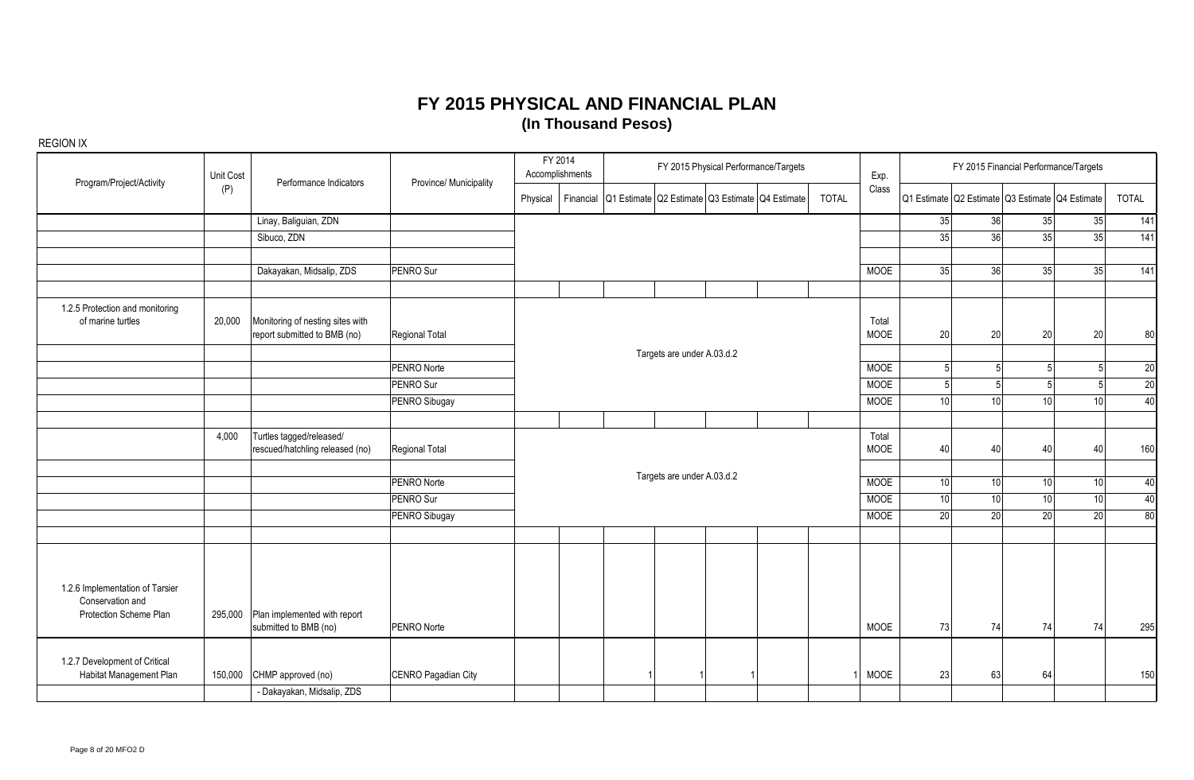# FY 2015 PHYSICAL AND FINANCIAL PLAN
## (In Thousand Pesos)

REGION IX

| Program/Project/Activity | Unit Cost (P) | Performance Indicators | Province/ Municipality | FY 2014 Accomplishments | | FY 2015 Physical Performance/Targets | | | | | Exp. Class | FY 2015 Financial Performance/Targets | | | | |
|---|---|---|---|---|---|---|---|---|---|---|---|---|---|---|---|---|
| | | | | Physical | Financial | Q1 Estimate | Q2 Estimate | Q3 Estimate | Q4 Estimate | TOTAL | | Q1 Estimate | Q2 Estimate | Q3 Estimate | Q4 Estimate | TOTAL |
| | | Linay, Baliguian, ZDN | | | | | | | | | | 35 | 36 | 35 | 35 | 141 |
| | | Sibuco, ZDN | | | | | | | | | | 35 | 36 | 35 | 35 | 141 |
| | | | | | | | | | | | | | | | | |
| | | Dakayakan, Midsalip, ZDS | PENRO Sur | | | | | | | | MOOE | 35 | 36 | 35 | 35 | 141 |
| | | | | | | | | | | | | | | | | |
| 1.2.5 Protection and monitoring of marine turtles | 20,000 | Monitoring of nesting sites with report submitted to BMB (no) | Regional Total | | | | | | | | Total MOOE | 20 | 20 | 20 | 20 | 80 |
| | | | | | | | Targets are under A.03.d.2 | | | | | | | | | |
| | | | PENRO Norte | | | | | | | | MOOE | 5 | 5 | 5 | 5 | 20 |
| | | | PENRO Sur | | | | | | | | MOOE | 5 | 5 | 5 | 5 | 20 |
| | | | PENRO Sibugay | | | | | | | | MOOE | 10 | 10 | 10 | 10 | 40 |
| | | | | | | | | | | | | | | | | |
| | 4,000 | Turtles tagged/released/ rescued/hatchling released (no) | Regional Total | | | | | | | | Total MOOE | 40 | 40 | 40 | 40 | 160 |
| | | | | | | | Targets are under A.03.d.2 | | | | | | | | | |
| | | | PENRO Norte | | | | | | | | MOOE | 10 | 10 | 10 | 10 | 40 |
| | | | PENRO Sur | | | | | | | | MOOE | 10 | 10 | 10 | 10 | 40 |
| | | | PENRO Sibugay | | | | | | | | MOOE | 20 | 20 | 20 | 20 | 80 |
| | | | | | | | | | | | | | | | | |
| 1.2.6 Implementation of Tarsier Conservation and Protection Scheme Plan | 295,000 | Plan implemented with report submitted to BMB (no) | PENRO Norte | | | | | | | | MOOE | 73 | 74 | 74 | 74 | 295 |
| 1.2.7 Development of Critical Habitat Management Plan | 150,000 | CHMP approved (no) | CENRO Pagadian City | | | 1 | 1 | 1 | | 1 | MOOE | 23 | 63 | 64 | | 150 |
| | | - Dakayakan, Midsalip, ZDS | | | | | | | | | | | | | | |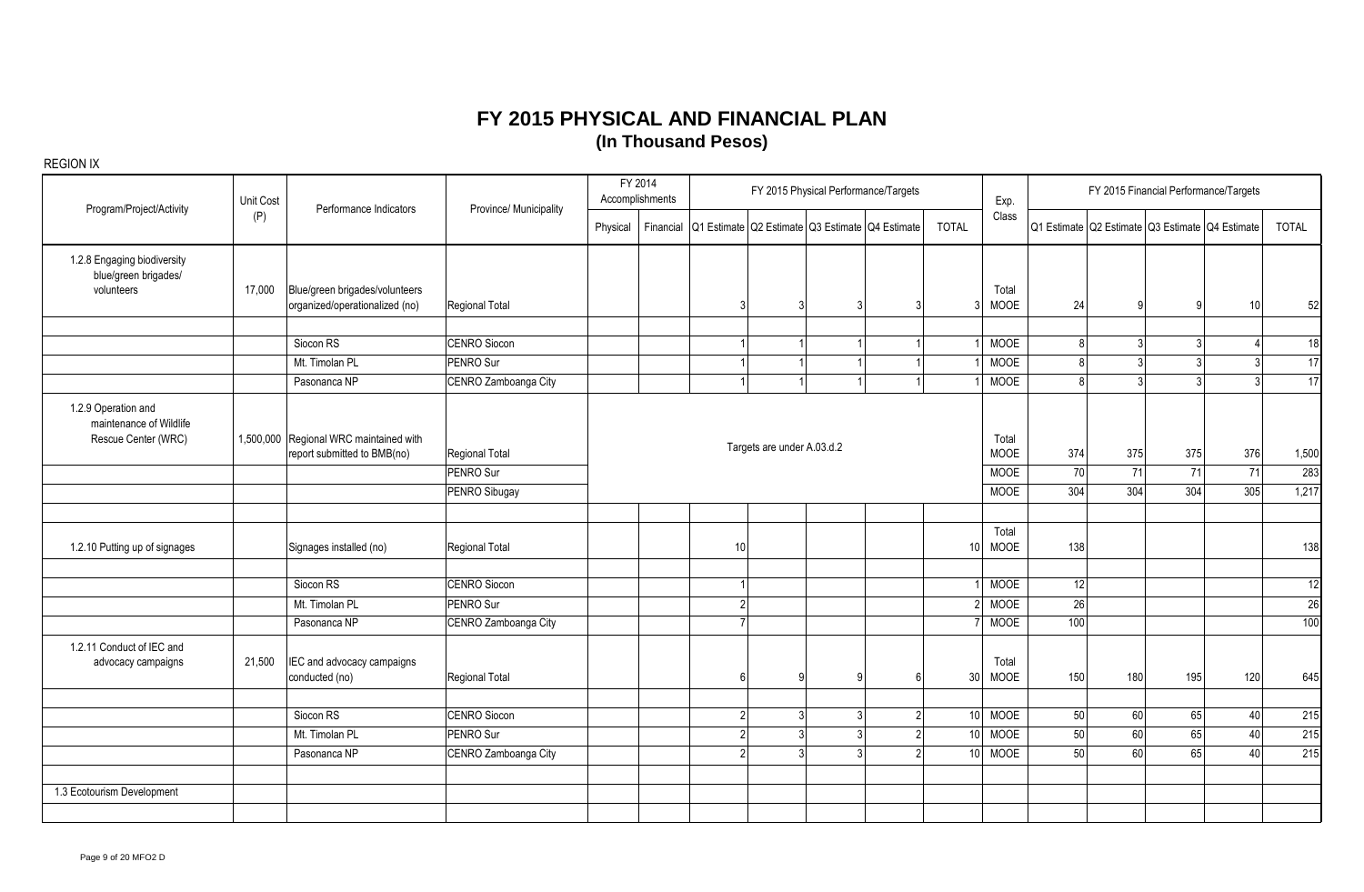# FY 2015 PHYSICAL AND FINANCIAL PLAN
## (In Thousand Pesos)

REGION IX

| Program/Project/Activity | Unit Cost (P) | Performance Indicators | Province/ Municipality | FY 2014 Accomplishments | | FY 2015 Physical Performance/Targets | | | | | Exp. Class | FY 2015 Financial Performance/Targets | | | | |
|---|---|---|---|---|---|---|---|---|---|---|---|---|---|---|---|---|
| | | | | Physical | Financial | Q1 Estimate | Q2 Estimate | Q3 Estimate | Q4 Estimate | TOTAL | | Q1 Estimate | Q2 Estimate | Q3 Estimate | Q4 Estimate | TOTAL |
| 1.2.8 Engaging biodiversity blue/green brigades/ volunteers | 17,000 | Blue/green brigades/volunteers organized/operationalized (no) | Regional Total | | | 3 | 3 | 3 | 3 | 3 | Total MOOE | 24 | 9 | 9 | 10 | 52 |
| | | | | | | | | | | | | | | | | |
| | | Siocon RS | CENRO Siocon | | | 1 | 1 | 1 | 1 | 1 | MOOE | 8 | 3 | 3 | 4 | 18 |
| | | Mt. Timolan PL | PENRO Sur | | | 1 | 1 | 1 | 1 | 1 | MOOE | 8 | 3 | 3 | 3 | 17 |
| | | Pasonanca NP | CENRO Zamboanga City | | | 1 | 1 | 1 | 1 | 1 | MOOE | 8 | 3 | 3 | 3 | 17 |
| 1.2.9 Operation and maintenance of Wildlife Rescue Center (WRC) | 1,500,000 | Regional WRC maintained with report submitted to BMB(no) | Regional Total | | | Targets are under A.03.d.2 | | | | | Total MOOE | 374 | 375 | 375 | 376 | 1,500 |
| | | | PENRO Sur | | | | | | | | MOOE | 70 | 71 | 71 | 71 | 283 |
| | | | PENRO Sibugay | | | | | | | | MOOE | 304 | 304 | 304 | 305 | 1,217 |
| | | | | | | | | | | | | | | | | |
| 1.2.10 Putting up of signages | | Signages installed (no) | Regional Total | | | 10 | | | | 10 | Total MOOE | 138 | | | | 138 |
| | | | | | | | | | | | | | | | | |
| | | Siocon RS | CENRO Siocon | | | 1 | | | | 1 | MOOE | 12 | | | | 12 |
| | | Mt. Timolan PL | PENRO Sur | | | 2 | | | | 2 | MOOE | 26 | | | | 26 |
| | | Pasonanca NP | CENRO Zamboanga City | | | 7 | | | | 7 | MOOE | 100 | | | | 100 |
| 1.2.11 Conduct of IEC and advocacy campaigns | 21,500 | IEC and advocacy campaigns conducted (no) | Regional Total | | | 6 | 9 | 9 | 6 | 30 | Total MOOE | 150 | 180 | 195 | 120 | 645 |
| | | | | | | | | | | | | | | | | |
| | | Siocon RS | CENRO Siocon | | | 2 | 3 | 3 | 2 | 10 | MOOE | 50 | 60 | 65 | 40 | 215 |
| | | Mt. Timolan PL | PENRO Sur | | | 2 | 3 | 3 | 2 | 10 | MOOE | 50 | 60 | 65 | 40 | 215 |
| | | Pasonanca NP | CENRO Zamboanga City | | | 2 | 3 | 3 | 2 | 10 | MOOE | 50 | 60 | 65 | 40 | 215 |
| | | | | | | | | | | | | | | | | |
| 1.3 Ecotourism Development | | | | | | | | | | | | | | | | |
| | | | | | | | | | | | | | | | | |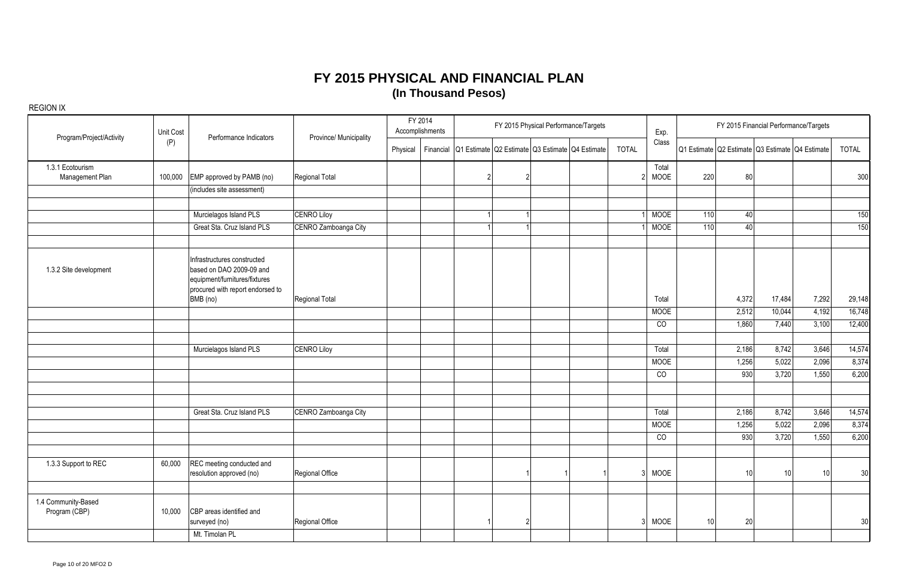# FY 2015 PHYSICAL AND FINANCIAL PLAN
## (In Thousand Pesos)

REGION IX

| Program/Project/Activity | Unit Cost (P) | Performance Indicators | Province/ Municipality | FY 2014 Accomplishments | | FY 2015 Physical Performance/Targets | | | | | Exp. Class | FY 2015 Financial Performance/Targets | | | | |
|---|---|---|---|---|---|---|---|---|---|---|---|---|---|---|---|---|
| | | | | Physical | Financial | Q1 Estimate | Q2 Estimate | Q3 Estimate | Q4 Estimate | TOTAL | | Q1 Estimate | Q2 Estimate | Q3 Estimate | Q4 Estimate | TOTAL |
| 1.3.1 Ecotourism Management Plan | 100,000 | EMP approved by PAMB (no) | Regional Total | | | 2 | 2 | | | 2 | Total MOOE | 220 | 80 | | | 300 |
| | | (includes site assessment) | | | | | | | | | | | | | | |
| | | Murcielagos Island PLS | CENRO Liloy | | | 1 | 1 | | | 1 | MOOE | 110 | 40 | | | 150 |
| | | Great Sta. Cruz Island PLS | CENRO Zamboanga City | | | 1 | 1 | | | 1 | MOOE | 110 | 40 | | | 150 |
| 1.3.2 Site development | | Infrastructures constructed based on DAO 2009-09 and equipment/furnitures/fixtures procured with report endorsed to BMB (no) | Regional Total | | | | | | | | Total | | 4,372 | 17,484 | 7,292 | 29,148 |
| | | | | | | | | | | | MOOE | | 2,512 | 10,044 | 4,192 | 16,748 |
| | | | | | | | | | | | CO | | 1,860 | 7,440 | 3,100 | 12,400 |
| | | Murcielagos Island PLS | CENRO Liloy | | | | | | | | Total | | 2,186 | 8,742 | 3,646 | 14,574 |
| | | | | | | | | | | | MOOE | | 1,256 | 5,022 | 2,096 | 8,374 |
| | | | | | | | | | | | CO | | 930 | 3,720 | 1,550 | 6,200 |
| | | Great Sta. Cruz Island PLS | CENRO Zamboanga City | | | | | | | | Total | | 2,186 | 8,742 | 3,646 | 14,574 |
| | | | | | | | | | | | MOOE | | 1,256 | 5,022 | 2,096 | 8,374 |
| | | | | | | | | | | | CO | | 930 | 3,720 | 1,550 | 6,200 |
| 1.3.3 Support to REC | 60,000 | REC meeting conducted and resolution approved (no) | Regional Office | | | | 1 | 1 | 1 | 3 | MOOE | | 10 | 10 | 10 | 30 |
| 1.4 Community-Based Program (CBP) | 10,000 | CBP areas identified and surveyed (no) | Regional Office | | | 1 | 2 | | | 3 | MOOE | 10 | 20 | | | 30 |
| | | Mt. Timolan PL | | | | | | | | | | | | | | |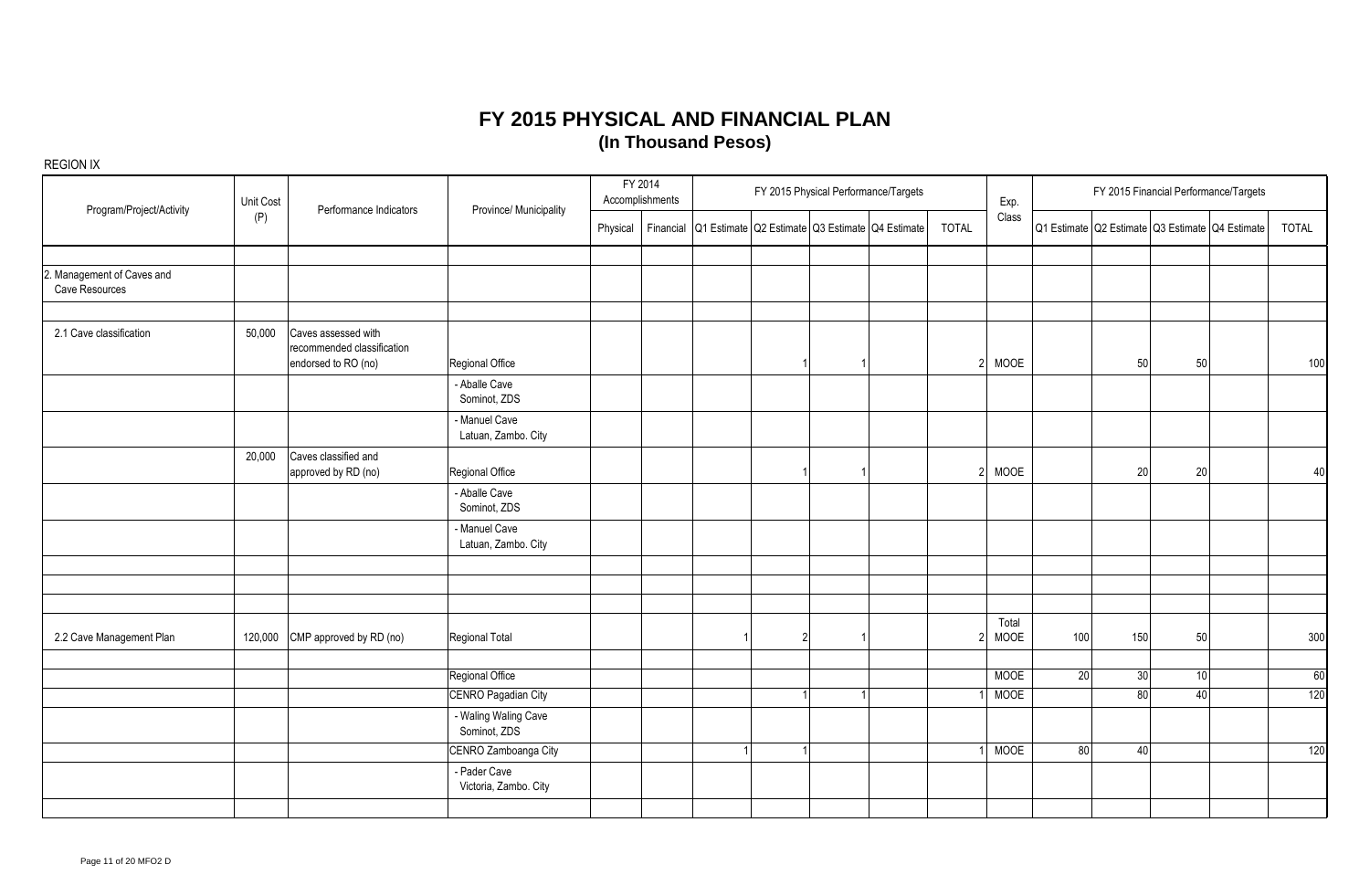# FY 2015 PHYSICAL AND FINANCIAL PLAN
## (In Thousand Pesos)

REGION IX

| Program/Project/Activity | Unit Cost (P) | Performance Indicators | Province/ Municipality | FY 2014 Accomplishments | | FY 2015 Physical Performance/Targets | | | | | Exp. Class | FY 2015 Financial Performance/Targets | | | | |
|---|---|---|---|---|---|---|---|---|---|---|---|---|---|---|---|---|
| | | | | Physical | Financial | Q1 Estimate | Q2 Estimate | Q3 Estimate | Q4 Estimate | TOTAL | | Q1 Estimate | Q2 Estimate | Q3 Estimate | Q4 Estimate | TOTAL |
| | | | | | | | | | | | | | | | | |
| 2. Management of Caves and Cave Resources | | | | | | | | | | | | | | | | |
| | | | | | | | | | | | | | | | | |
| 2.1 Cave classification | 50,000 | Caves assessed with recommended classification endorsed to RO (no) | Regional Office | | | | 1 | 1 | | 2 | MOOE | | 50 | 50 | | 100 |
| | | | - Aballe Cave Sominot, ZDS | | | | | | | | | | | | | |
| | | | - Manuel Cave Latuan, Zambo. City | | | | | | | | | | | | | |
| | 20,000 | Caves classified and approved by RD (no) | Regional Office | | | | 1 | 1 | | 2 | MOOE | | 20 | 20 | | 40 |
| | | | - Aballe Cave Sominot, ZDS | | | | | | | | | | | | | |
| | | | - Manuel Cave Latuan, Zambo. City | | | | | | | | | | | | | |
| | | | | | | | | | | | | | | | | |
| | | | | | | | | | | | | | | | | |
| | | | | | | | | | | | | | | | | |
| 2.2 Cave Management Plan | 120,000 | CMP approved by RD (no) | Regional Total | | | 1 | 2 | 1 | | 2 | Total MOOE | 100 | 150 | 50 | | 300 |
| | | | | | | | | | | | | | | | | |
| | | | Regional Office | | | | | | | | MOOE | 20 | 30 | 10 | | 60 |
| | | | CENRO Pagadian City | | | | 1 | 1 | | 1 | MOOE | | 80 | 40 | | 120 |
| | | | - Waling Waling Cave Sominot, ZDS | | | | | | | | | | | | | |
| | | | CENRO Zamboanga City | | | 1 | 1 | | | 1 | MOOE | 80 | 40 | | | 120 |
| | | | - Pader Cave Victoria, Zambo. City | | | | | | | | | | | | | |
| | | | | | | | | | | | | | | | | |

MFO2 D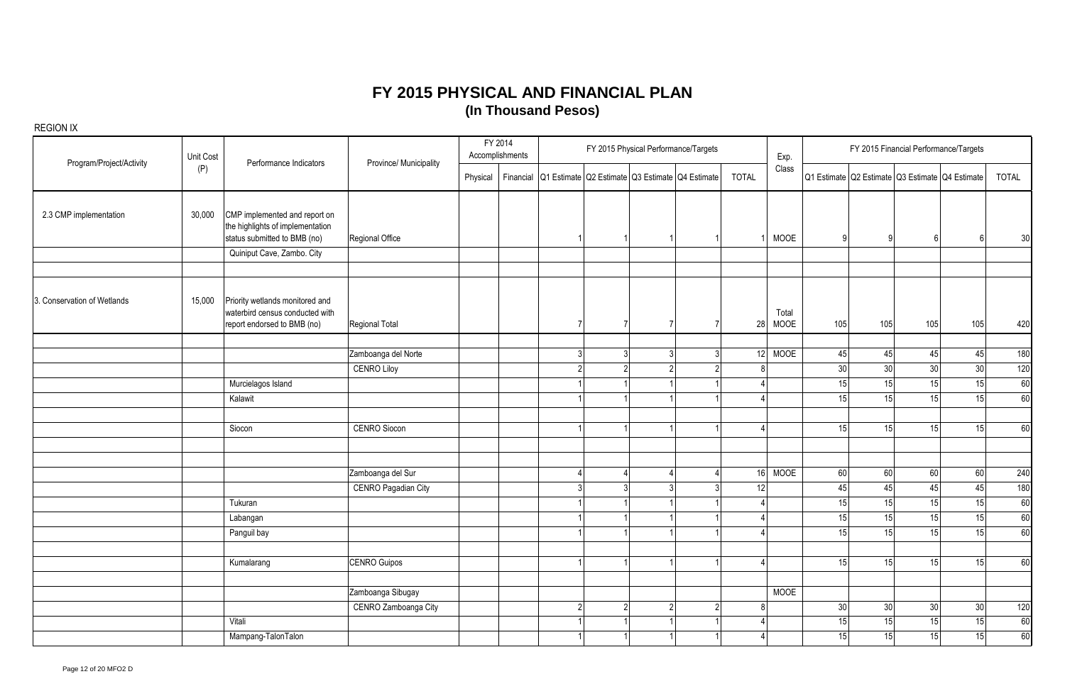# FY 2015 PHYSICAL AND FINANCIAL PLAN

## (In Thousand Pesos)

REGION IX

| Program/Project/Activity | Unit Cost (P) | Performance Indicators | Province/ Municipality | FY 2014 Accomplishments | | FY 2015 Physical Performance/Targets | | | | | Exp. Class | FY 2015 Financial Performance/Targets | | | | |
|---|---|---|---|---|---|---|---|---|---|---|---|---|---|---|---|---|
| | | | | Physical | Financial | Q1 Estimate | Q2 Estimate | Q3 Estimate | Q4 Estimate | TOTAL | | Q1 Estimate | Q2 Estimate | Q3 Estimate | Q4 Estimate | TOTAL |
| 2.3 CMP implementation | 30,000 | CMP implemented and report on the highlights of implementation status submitted to BMB (no) | Regional Office | | | 1 | 1 | 1 | 1 | 1 | MOOE | 9 | 9 | 6 | 6 | 30 |
| | | Quiniput Cave, Zambo. City | | | | | | | | | | | | | | |
| | | | | | | | | | | | | | | | | |
| 3. Conservation of Wetlands | 15,000 | Priority wetlands monitored and waterbird census conducted with report endorsed to BMB (no) | Regional Total | | | 7 | 7 | 7 | 7 | 28 | Total MOOE | 105 | 105 | 105 | 105 | 420 |
| | | | | | | | | | | | | | | | | |
| | | | Zamboanga del Norte | | | 3 | 3 | 3 | 3 | 12 | MOOE | 45 | 45 | 45 | 45 | 180 |
| | | | CENRO Liloy | | | 2 | 2 | 2 | 2 | 8 | | 30 | 30 | 30 | 30 | 120 |
| | | Murcielagos Island | | | | 1 | 1 | 1 | 1 | 4 | | 15 | 15 | 15 | 15 | 60 |
| | | Kalawit | | | | 1 | 1 | 1 | 1 | 4 | | 15 | 15 | 15 | 15 | 60 |
| | | | | | | | | | | | | | | | | |
| | | Siocon | CENRO Siocon | | | 1 | 1 | 1 | 1 | 4 | | 15 | 15 | 15 | 15 | 60 |
| | | | | | | | | | | | | | | | | |
| | | | | | | | | | | | | | | | | |
| | | | Zamboanga del Sur | | | 4 | 4 | 4 | 4 | 16 | MOOE | 60 | 60 | 60 | 60 | 240 |
| | | | CENRO Pagadian City | | | 3 | 3 | 3 | 3 | 12 | | 45 | 45 | 45 | 45 | 180 |
| | | Tukuran | | | | 1 | 1 | 1 | 1 | 4 | | 15 | 15 | 15 | 15 | 60 |
| | | Labangan | | | | 1 | 1 | 1 | 1 | 4 | | 15 | 15 | 15 | 15 | 60 |
| | | Panguil bay | | | | 1 | 1 | 1 | 1 | 4 | | 15 | 15 | 15 | 15 | 60 |
| | | | | | | | | | | | | | | | | |
| | | Kumalarang | CENRO Guipos | | | 1 | 1 | 1 | 1 | 4 | | 15 | 15 | 15 | 15 | 60 |
| | | | | | | | | | | | | | | | | |
| | | | Zamboanga Sibugay | | | | | | | | MOOE | | | | | |
| | | | CENRO Zamboanga City | | | 2 | 2 | 2 | 2 | 8 | | 30 | 30 | 30 | 30 | 120 |
| | | Vitali | | | | 1 | 1 | 1 | 1 | 4 | | 15 | 15 | 15 | 15 | 60 |
| | | Mampang-TalonTalon | | | | 1 | 1 | 1 | 1 | 4 | | 15 | 15 | 15 | 15 | 60 |

MFO2 D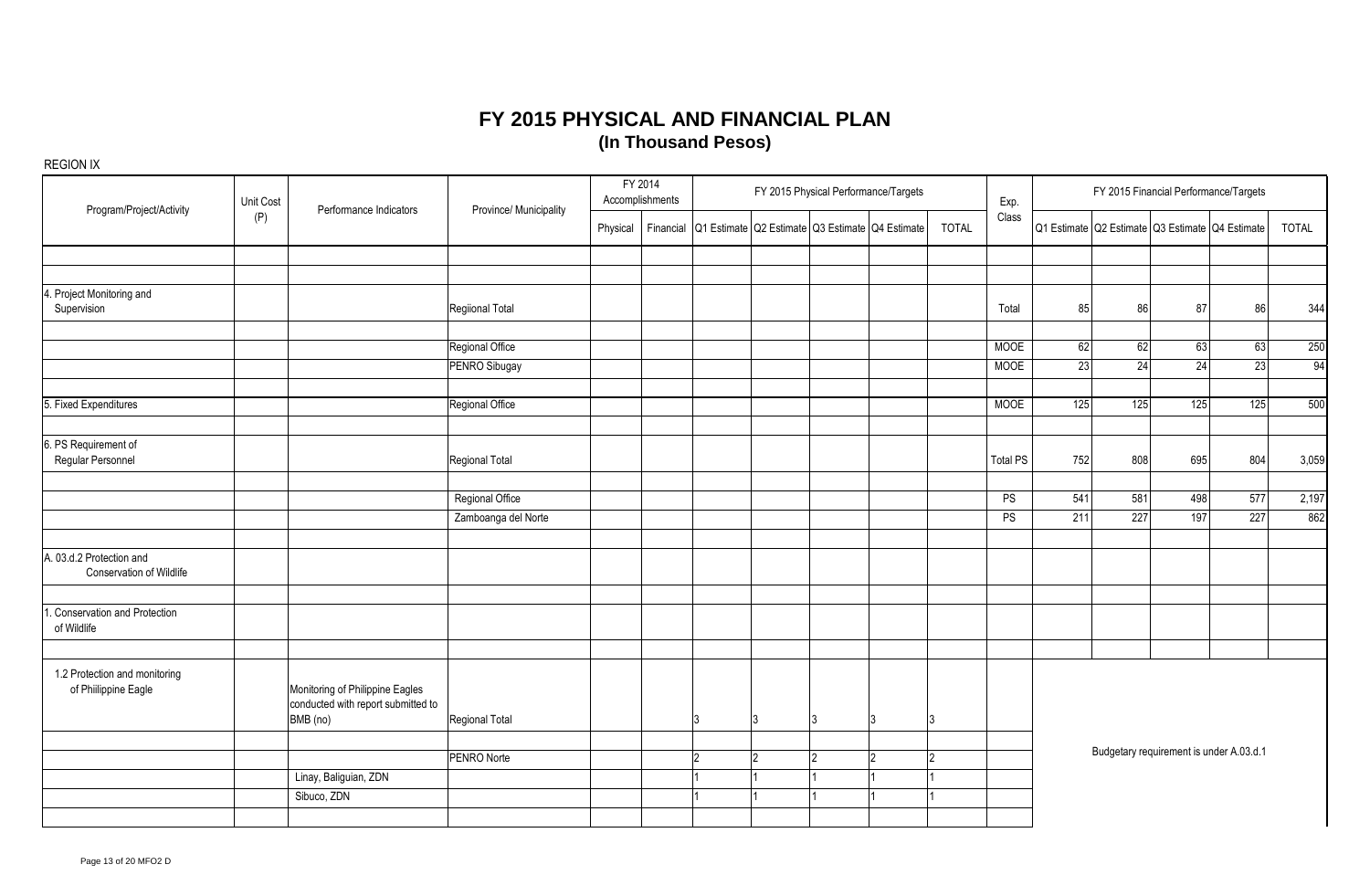# FY 2015 PHYSICAL AND FINANCIAL PLAN

## (In Thousand Pesos)

REGION IX

| Program/Project/Activity | Unit Cost (P) | Performance Indicators | Province/ Municipality | FY 2014 Accomplishments | | FY 2015 Physical Performance/Targets | | | | | Exp. Class | FY 2015 Financial Performance/Targets | | | | |
|---|---|---|---|---|---|---|---|---|---|---|---|---|---|---|---|---|
| | | | | Physical | Financial | Q1 Estimate | Q2 Estimate | Q3 Estimate | Q4 Estimate | TOTAL | | Q1 Estimate | Q2 Estimate | Q3 Estimate | Q4 Estimate | TOTAL |
| | | | | | | | | | | | | | | | | |
| | | | | | | | | | | | | | | | | |
| 4. Project Monitoring and Supervision | | | Regiional Total | | | | | | | | Total | 85 | 86 | 87 | 86 | 344 |
| | | | | | | | | | | | | | | | | |
| | | | Regional Office | | | | | | | | MOOE | 62 | 62 | 63 | 63 | 250 |
| | | | PENRO Sibugay | | | | | | | | MOOE | 23 | 24 | 24 | 23 | 94 |
| | | | | | | | | | | | | | | | | |
| 5. Fixed Expenditures | | | Regional Office | | | | | | | | MOOE | 125 | 125 | 125 | 125 | 500 |
| | | | | | | | | | | | | | | | | |
| 6. PS Requirement of Regular Personnel | | | Regional Total | | | | | | | | Total PS | 752 | 808 | 695 | 804 | 3,059 |
| | | | | | | | | | | | | | | | | |
| | | | Regional Office | | | | | | | | PS | 541 | 581 | 498 | 577 | 2,197 |
| | | | Zamboanga del Norte | | | | | | | | PS | 211 | 227 | 197 | 227 | 862 |
| | | | | | | | | | | | | | | | | |
| A. 03.d.2 Protection and Conservation of Wildlife | | | | | | | | | | | | | | | | |
| | | | | | | | | | | | | | | | | |
| 1. Conservation and Protection of Wildlife | | | | | | | | | | | | | | | | |
| | | | | | | | | | | | | | | | | |
| 1.2 Protection and monitoring of Phiilippine Eagle | | Monitoring of Philippine Eagles conducted with report submitted to BMB (no) | Regional Total | | | 3 | 3 | 3 | 3 | 3 | | Budgetary requirement is under A.03.d.1 | | | | |
| | | | | | | | | | | | | | | | | |
| | | | PENRO Norte | | | 2 | 2 | 2 | 2 | 2 | | | | | | |
| | | Linay, Baliguian, ZDN | | | | 1 | 1 | 1 | 1 | 1 | | | | | | |
| | | Sibuco, ZDN | | | | 1 | 1 | 1 | 1 | 1 | | | | | | |
| | | | | | | | | | | | | | | | | |

Page 13 of 20 MFO2 D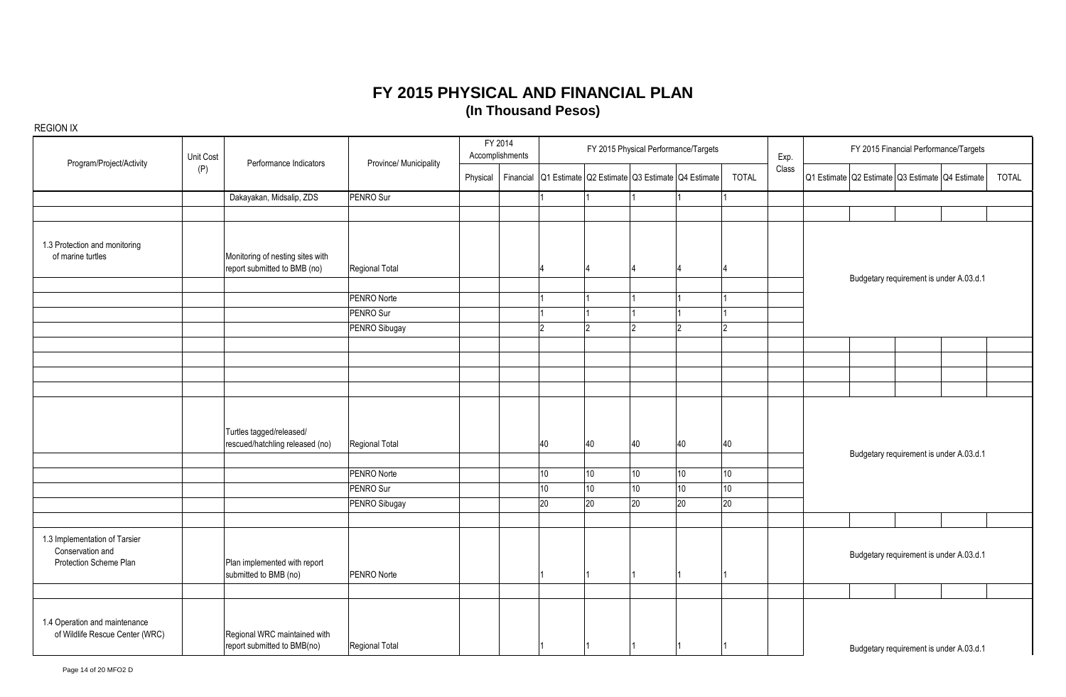# FY 2015 PHYSICAL AND FINANCIAL PLAN
## (In Thousand Pesos)

REGION IX

| Program/Project/Activity | Unit Cost (P) | Performance Indicators | Province/ Municipality | FY 2014 Accomplishments | | FY 2015 Physical Performance/Targets | | | | | Exp. Class | FY 2015 Financial Performance/Targets | | | | |
|---|---|---|---|---|---|---|---|---|---|---|---|---|---|---|---|---|
| | | | | Physical | Financial | Q1 Estimate | Q2 Estimate | Q3 Estimate | Q4 Estimate | TOTAL | | Q1 Estimate | Q2 Estimate | Q3 Estimate | Q4 Estimate | TOTAL |
| | | Dakayakan, Midsalip, ZDS | PENRO Sur | | | 1 | 1 | 1 | 1 | 1 | | | | | | |
| 1.3 Protection and monitoring of marine turtles | | Monitoring of nesting sites with report submitted to BMB (no) | Regional Total | | | 4 | 4 | 4 | 4 | 4 | | Budgetary requirement is under A.03.d.1 | | | | |
| | | | PENRO Norte | | | 1 | 1 | 1 | 1 | 1 | | | | | | |
| | | | PENRO Sur | | | 1 | 1 | 1 | 1 | 1 | | | | | | |
| | | | PENRO Sibugay | | | 2 | 2 | 2 | 2 | 2 | | | | | | |
| | | Turtles tagged/released/ rescued/hatchling released (no) | Regional Total | | | 40 | 40 | 40 | 40 | 40 | | Budgetary requirement is under A.03.d.1 | | | | |
| | | | PENRO Norte | | | 10 | 10 | 10 | 10 | 10 | | | | | | |
| | | | PENRO Sur | | | 10 | 10 | 10 | 10 | 10 | | | | | | |
| | | | PENRO Sibugay | | | 20 | 20 | 20 | 20 | 20 | | | | | | |
| 1.3 Implementation of Tarsier Conservation and Protection Scheme Plan | | Plan implemented with report submitted to BMB (no) | PENRO Norte | | | 1 | 1 | 1 | 1 | 1 | | Budgetary requirement is under A.03.d.1 | | | | |
| 1.4 Operation and maintenance of Wildlife Rescue Center (WRC) | | Regional WRC maintained with report submitted to BMB(no) | Regional Total | | | 1 | 1 | 1 | 1 | 1 | | Budgetary requirement is under A.03.d.1 | | | | |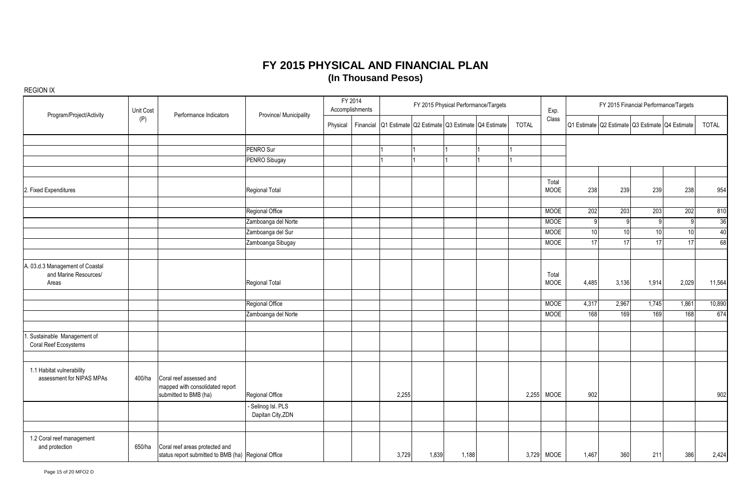# FY 2015 PHYSICAL AND FINANCIAL PLAN
## (In Thousand Pesos)

REGION IX

| Program/Project/Activity | Unit Cost (P) | Performance Indicators | Province/ Municipality | FY 2014 Accomplishments | | FY 2015 Physical Performance/Targets | | | | | Exp. Class | FY 2015 Financial Performance/Targets | | | | |
|---|---|---|---|---|---|---|---|---|---|---|---|---|---|---|---|---|
| | | | | Physical | Financial | Q1 Estimate | Q2 Estimate | Q3 Estimate | Q4 Estimate | TOTAL | | Q1 Estimate | Q2 Estimate | Q3 Estimate | Q4 Estimate | TOTAL |
| | | | PENRO Sur | | | 1 | 1 | 1 | 1 | 1 | | | | | | |
| | | | PENRO Sibugay | | | 1 | 1 | 1 | 1 | 1 | | | | | | |
| 2. Fixed Expenditures | | | Regional Total | | | | | | | | Total MOOE | 238 | 239 | 239 | 238 | 954 |
| | | | Regional Office | | | | | | | | MOOE | 202 | 203 | 203 | 202 | 810 |
| | | | Zamboanga del Norte | | | | | | | | MOOE | 9 | 9 | 9 | 9 | 36 |
| | | | Zamboanga del Sur | | | | | | | | MOOE | 10 | 10 | 10 | 10 | 40 |
| | | | Zamboanga Sibugay | | | | | | | | MOOE | 17 | 17 | 17 | 17 | 68 |
| A. 03.d.3 Management of Coastal and Marine Resources/ Areas | | | Regional Total | | | | | | | | Total MOOE | 4,485 | 3,136 | 1,914 | 2,029 | 11,564 |
| | | | Regional Office | | | | | | | | MOOE | 4,317 | 2,967 | 1,745 | 1,861 | 10,890 |
| | | | Zamboanga del Norte | | | | | | | | MOOE | 168 | 169 | 169 | 168 | 674 |
| 1. Sustainable Management of Coral Reef Ecosystems | | | | | | | | | | | | | | | | |
| 1.1 Habitat vulnerability assessment for NIPAS MPAs | 400/ha | Coral reef assessed and mapped with consolidated report submitted to BMB (ha) | Regional Office | | | 2,255 | | | | 2,255 | MOOE | 902 | | | | 902 |
| | | | - Selinog Isl. PLS Dapitan City,ZDN | | | | | | | | | | | | | |
| 1.2 Coral reef management and protection | 650/ha | Coral reef areas protected and status report submitted to BMB (ha) | Regional Office | | | 3,729 | 1,839 | 1,188 | | 3,729 | MOOE | 1,467 | 360 | 211 | 386 | 2,424 |

MFO2 D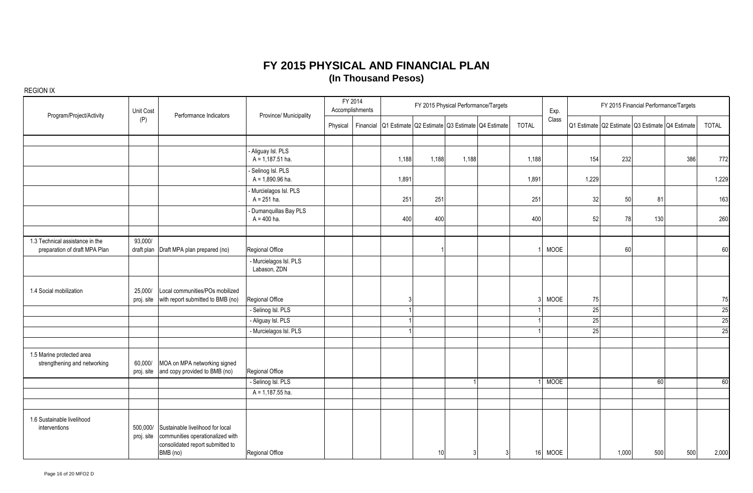# FY 2015 PHYSICAL AND FINANCIAL PLAN

## (In Thousand Pesos)

REGION IX

| Program/Project/Activity | Unit Cost (P) | Performance Indicators | Province/ Municipality | FY 2014 Accomplishments | | FY 2015 Physical Performance/Targets | | | | | Exp. Class | FY 2015 Financial Performance/Targets | | | | |
|---|---|---|---|---|---|---|---|---|---|---|---|---|---|---|---|---|
| | | | | Physical | Financial | Q1 Estimate | Q2 Estimate | Q3 Estimate | Q4 Estimate | TOTAL | | Q1 Estimate | Q2 Estimate | Q3 Estimate | Q4 Estimate | TOTAL |
| | | | - Aliguay Isl. PLS A = 1,187.51 ha. | | | 1,188 | 1,188 | 1,188 | | 1,188 | | 154 | 232 | | 386 | 772 |
| | | | - Selinog Isl. PLS A = 1,890.96 ha. | | | 1,891 | | | | 1,891 | | 1,229 | | | | 1,229 |
| | | | - Murcielagos Isl. PLS A = 251 ha. | | | 251 | 251 | | | 251 | | 32 | 50 | 81 | | 163 |
| | | | - Dumanquillas Bay PLS A = 400 ha. | | | 400 | 400 | | | 400 | | 52 | 78 | 130 | | 260 |
| 1.3 Technical assistance in the preparation of draft MPA Plan | 93,000/ draft plan | Draft MPA plan prepared (no) | Regional Office | | | | 1 | | | 1 | MOOE | | 60 | | | 60 |
| | | | - Murcielagos Isl. PLS Labason, ZDN | | | | | | | | | | | | | |
| 1.4 Social mobilization | 25,000/ proj. site | Local communities/POs mobilized with report submitted to BMB (no) | Regional Office | | | 3 | | | | 3 | MOOE | 75 | | | | 75 |
| | | | - Selinog Isl. PLS | | | 1 | | | | 1 | | 25 | | | | 25 |
| | | | - Aliguay Isl. PLS | | | 1 | | | | 1 | | 25 | | | | 25 |
| | | | - Murcielagos Isl. PLS | | | 1 | | | | 1 | | 25 | | | | 25 |
| 1.5 Marine protected area strengthening and networking | 60,000/ proj. site | MOA on MPA networking signed and copy provided to BMB (no) | Regional Office | | | | | | | | | | | | | |
| | | | - Selinog Isl. PLS | | | | | 1 | | 1 | MOOE | | | 60 | | 60 |
| | | | A = 1,187.55 ha. | | | | | | | | | | | | | |
| 1.6 Sustainable livelihood interventions | 500,000/ proj. site | Sustainable livelihood for local communities operationalized with consolidated report submitted to BMB (no) | Regional Office | | | | 10 | 3 | 3 | 16 | MOOE | | 1,000 | 500 | 500 | 2,000 |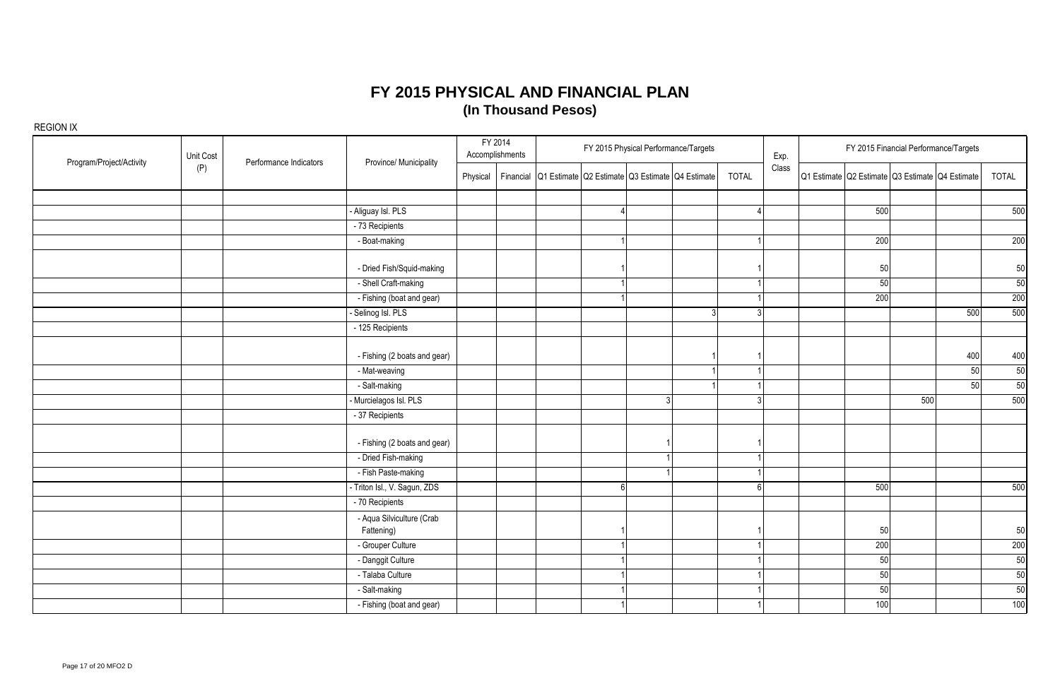# FY 2015 PHYSICAL AND FINANCIAL PLAN
## (In Thousand Pesos)

REGION IX

| Program/Project/Activity | Unit Cost (P) | Performance Indicators | Province/ Municipality | FY 2014 Accomplishments | | FY 2015 Physical Performance/Targets | | | | | Exp. Class | FY 2015 Financial Performance/Targets | | | | |
|---|---|---|---|---|---|---|---|---|---|---|---|---|---|---|---|---|
| | | | | Physical | Financial | Q1 Estimate | Q2 Estimate | Q3 Estimate | Q4 Estimate | TOTAL | | Q1 Estimate | Q2 Estimate | Q3 Estimate | Q4 Estimate | TOTAL |
| | | | | | | | | | | | | | | | | |
| | | | - Aliguay Isl. PLS | | | | 4 | | | 4 | | | 500 | | | 500 |
| | | | - 73 Recipients | | | | | | | | | | | | | |
| | | | - Boat-making | | | | 1 | | | 1 | | | 200 | | | 200 |
| | | | - Dried Fish/Squid-making | | | | 1 | | | 1 | | | 50 | | | 50 |
| | | | - Shell Craft-making | | | | 1 | | | 1 | | | 50 | | | 50 |
| | | | - Fishing (boat and gear) | | | | 1 | | | 1 | | | 200 | | | 200 |
| | | | - Selinog Isl. PLS | | | | | | 3 | 3 | | | | | 500 | 500 |
| | | | - 125 Recipients | | | | | | | | | | | | | |
| | | | - Fishing (2 boats and gear) | | | | | | 1 | 1 | | | | | 400 | 400 |
| | | | - Mat-weaving | | | | | | 1 | 1 | | | | | 50 | 50 |
| | | | - Salt-making | | | | | | 1 | 1 | | | | | 50 | 50 |
| | | | - Murcielagos Isl. PLS | | | | | 3 | | 3 | | | | 500 | | 500 |
| | | | - 37 Recipients | | | | | | | | | | | | | |
| | | | - Fishing (2 boats and gear) | | | | | 1 | | 1 | | | | | | |
| | | | - Dried Fish-making | | | | | 1 | | 1 | | | | | | |
| | | | - Fish Paste-making | | | | | 1 | | 1 | | | | | | |
| | | | - Triton Isl., V. Sagun, ZDS | | | | 6 | | | 6 | | | 500 | | | 500 |
| | | | - 70 Recipients | | | | | | | | | | | | | |
| | | | - Aqua Silviculture (Crab Fattening) | | | | 1 | | | 1 | | | 50 | | | 50 |
| | | | - Grouper Culture | | | | 1 | | | 1 | | | 200 | | | 200 |
| | | | - Danggit Culture | | | | 1 | | | 1 | | | 50 | | | 50 |
| | | | - Talaba Culture | | | | 1 | | | 1 | | | 50 | | | 50 |
| | | | - Salt-making | | | | 1 | | | 1 | | | 50 | | | 50 |
| | | | - Fishing (boat and gear) | | | | 1 | | | 1 | | | 100 | | | 100 |

MFO2 D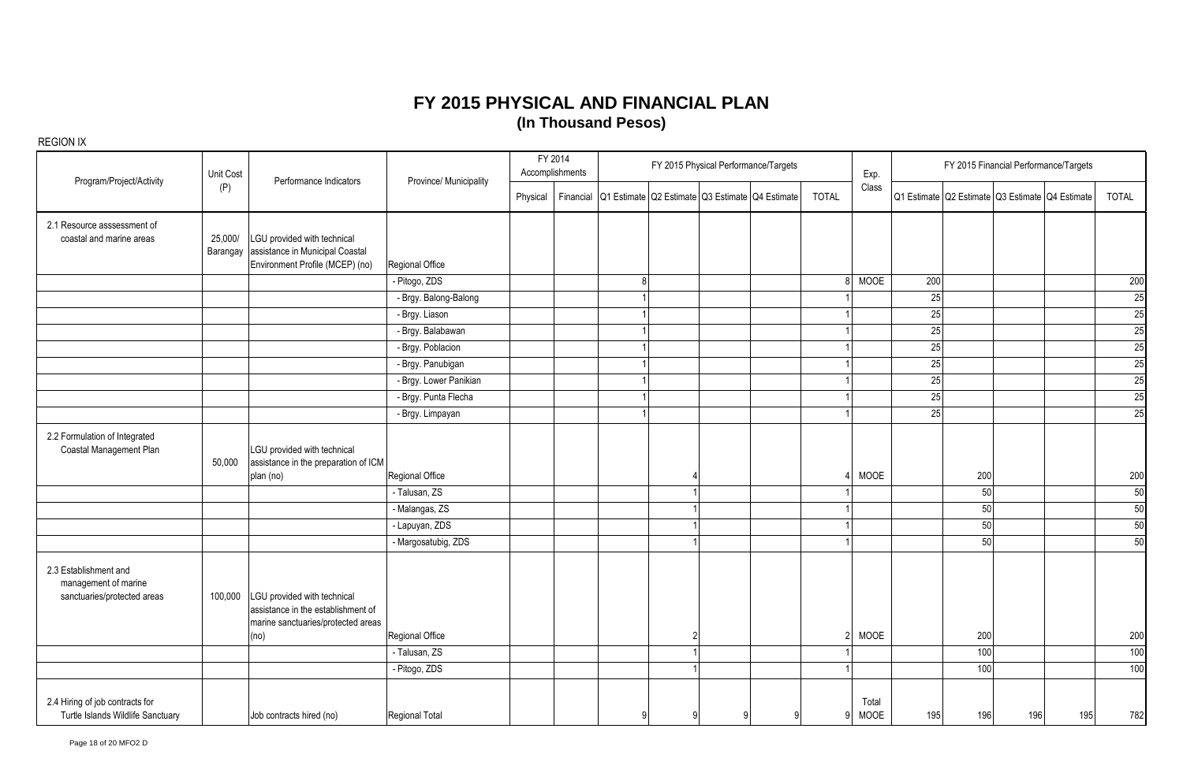# FY 2015 PHYSICAL AND FINANCIAL PLAN

## (In Thousand Pesos)

REGION IX

| Program/Project/Activity | Unit Cost (P) | Performance Indicators | Province/ Municipality | FY 2014 Accomplishments | | FY 2015 Physical Performance/Targets | | | | | Exp. Class | FY 2015 Financial Performance/Targets | | | | |
|---|---|---|---|---|---|---|---|---|---|---|---|---|---|---|---|---|
| | | | | Physical | Financial | Q1 Estimate | Q2 Estimate | Q3 Estimate | Q4 Estimate | TOTAL | | Q1 Estimate | Q2 Estimate | Q3 Estimate | Q4 Estimate | TOTAL |
| 2.1 Resource asssessment of coastal and marine areas | 25,000/ Barangay | LGU provided with technical assistance in Municipal Coastal Environment Profile (MCEP) (no) | Regional Office | | | | | | | | | | | | | |
| | | | - Pitogo, ZDS | | | 8 | | | | 8 | MOOE | 200 | | | | 200 |
| | | | - Brgy. Balong-Balong | | | 1 | | | | 1 | | 25 | | | | 25 |
| | | | - Brgy. Liason | | | 1 | | | | 1 | | 25 | | | | 25 |
| | | | - Brgy. Balabawan | | | 1 | | | | 1 | | 25 | | | | 25 |
| | | | - Brgy. Poblacion | | | 1 | | | | 1 | | 25 | | | | 25 |
| | | | - Brgy. Panubigan | | | 1 | | | | 1 | | 25 | | | | 25 |
| | | | - Brgy. Lower Panikian | | | 1 | | | | 1 | | 25 | | | | 25 |
| | | | - Brgy. Punta Flecha | | | 1 | | | | 1 | | 25 | | | | 25 |
| | | | - Brgy. Limpayan | | | 1 | | | | 1 | | 25 | | | | 25 |
| 2.2 Formulation of Integrated Coastal Management Plan | 50,000 | LGU provided with technical assistance in the preparation of ICM plan (no) | Regional Office | | | | 4 | | | 4 | MOOE | | 200 | | | 200 |
| | | | - Talusan, ZS | | | | 1 | | | 1 | | | 50 | | | 50 |
| | | | - Malangas, ZS | | | | 1 | | | 1 | | | 50 | | | 50 |
| | | | - Lapuyan, ZDS | | | | 1 | | | 1 | | | 50 | | | 50 |
| | | | - Margosatubig, ZDS | | | | 1 | | | 1 | | | 50 | | | 50 |
| 2.3 Establishment and management of marine sanctuaries/protected areas | 100,000 | LGU provided with technical assistance in the establishment of marine sanctuaries/protected areas (no) | Regional Office | | | | 2 | | | 2 | MOOE | | 200 | | | 200 |
| | | | - Talusan, ZS | | | | 1 | | | 1 | | | 100 | | | 100 |
| | | | - Pitogo, ZDS | | | | 1 | | | 1 | | | 100 | | | 100 |
| 2.4 Hiring of job contracts for Turtle Islands Wildlife Sanctuary | | Job contracts hired (no) | Regional Total | | | 9 | 9 | 9 | 9 | 9 | Total MOOE | 195 | 196 | 196 | 195 | 782 |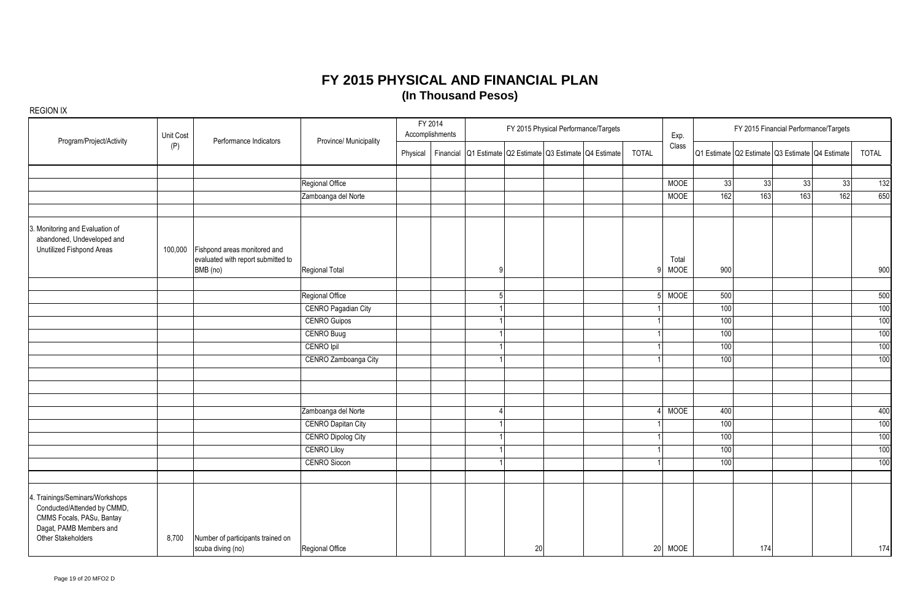# FY 2015 PHYSICAL AND FINANCIAL PLAN
## (In Thousand Pesos)

REGION IX

| Program/Project/Activity | Unit Cost (P) | Performance Indicators | Province/ Municipality | FY 2014 Accomplishments | | FY 2015 Physical Performance/Targets | | | | | Exp. Class | FY 2015 Financial Performance/Targets | | | | |
|---|---|---|---|---|---|---|---|---|---|---|---|---|---|---|---|---|
| | | | | Physical | Financial | Q1 Estimate | Q2 Estimate | Q3 Estimate | Q4 Estimate | TOTAL | | Q1 Estimate | Q2 Estimate | Q3 Estimate | Q4 Estimate | TOTAL |
| | | | | | | | | | | | | | | | | |
| | | | Regional Office | | | | | | | | MOOE | 33 | 33 | 33 | 33 | 132 |
| | | | Zamboanga del Norte | | | | | | | | MOOE | 162 | 163 | 163 | 162 | 650 |
| | | | | | | | | | | | | | | | | |
| 3. Monitoring and Evaluation of abandoned, Undeveloped and Unutilized Fishpond Areas | 100,000 | Fishpond areas monitored and evaluated with report submitted to BMB (no) | Regional Total | | | 9 | | | | 9 | Total MOOE | 900 | | | | 900 |
| | | | | | | | | | | | | | | | | |
| | | | Regional Office | | | 5 | | | | 5 | MOOE | 500 | | | | 500 |
| | | | CENRO Pagadian City | | | 1 | | | | 1 | | 100 | | | | 100 |
| | | | CENRO Guipos | | | 1 | | | | 1 | | 100 | | | | 100 |
| | | | CENRO Buug | | | 1 | | | | 1 | | 100 | | | | 100 |
| | | | CENRO Ipil | | | 1 | | | | 1 | | 100 | | | | 100 |
| | | | CENRO Zamboanga City | | | 1 | | | | 1 | | 100 | | | | 100 |
| | | | | | | | | | | | | | | | | |
| | | | | | | | | | | | | | | | | |
| | | | | | | | | | | | | | | | | |
| | | | Zamboanga del Norte | | | 4 | | | | 4 | MOOE | 400 | | | | 400 |
| | | | CENRO Dapitan City | | | 1 | | | | 1 | | 100 | | | | 100 |
| | | | CENRO Dipolog City | | | 1 | | | | 1 | | 100 | | | | 100 |
| | | | CENRO Liloy | | | 1 | | | | 1 | | 100 | | | | 100 |
| | | | CENRO Siocon | | | 1 | | | | 1 | | 100 | | | | 100 |
| | | | | | | | | | | | | | | | | |
| 4. Trainings/Seminars/Workshops Conducted/Attended by CMMD, CMMS Focals, PASu, Bantay Dagat, PAMB Members and Other Stakeholders | 8,700 | Number of participants trained on scuba diving (no) | Regional Office | | | | 20 | | | 20 | MOOE | | 174 | | | 174 |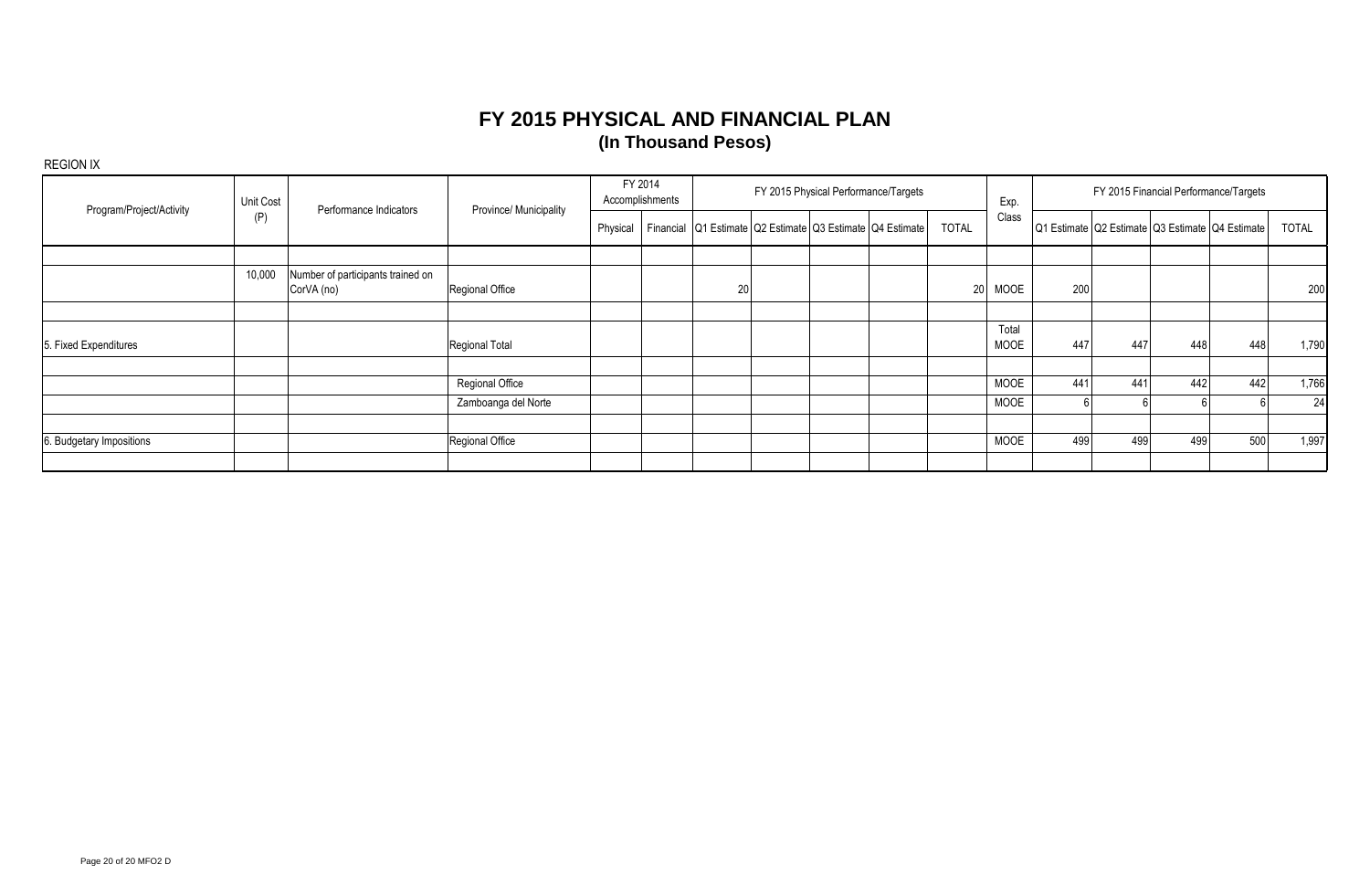# FY 2015 PHYSICAL AND FINANCIAL PLAN

## (In Thousand Pesos)

REGION IX

| Program/Project/Activity | Unit Cost (P) | Performance Indicators | Province/ Municipality | FY 2014 Accomplishments | | FY 2015 Physical Performance/Targets | | | | | Exp. Class | FY 2015 Financial Performance/Targets | | | | |
|---|---|---|---|---|---|---|---|---|---|---|---|---|---|---|---|---|
| | | | | Physical | Financial | Q1 Estimate | Q2 Estimate | Q3 Estimate | Q4 Estimate | TOTAL | | Q1 Estimate | Q2 Estimate | Q3 Estimate | Q4 Estimate | TOTAL |
| | | | | | | | | | | | | | | | | |
| | 10,000 | Number of participants trained on CorVA (no) | Regional Office | | | 20 | | | | 20 | MOOE | 200 | | | | 200 |
| | | | | | | | | | | | | | | | | |
| 5. Fixed Expenditures | | | Regional Total | | | | | | | | Total MOOE | 447 | 447 | 448 | 448 | 1,790 |
| | | | | | | | | | | | | | | | | |
| | | | Regional Office | | | | | | | | MOOE | 441 | 441 | 442 | 442 | 1,766 |
| | | | Zamboanga del Norte | | | | | | | | MOOE | 6 | 6 | 6 | 6 | 24 |
| | | | | | | | | | | | | | | | | |
| 6. Budgetary Impositions | | | Regional Office | | | | | | | | MOOE | 499 | 499 | 499 | 500 | 1,997 |
| | | | | | | | | | | | | | | | | |